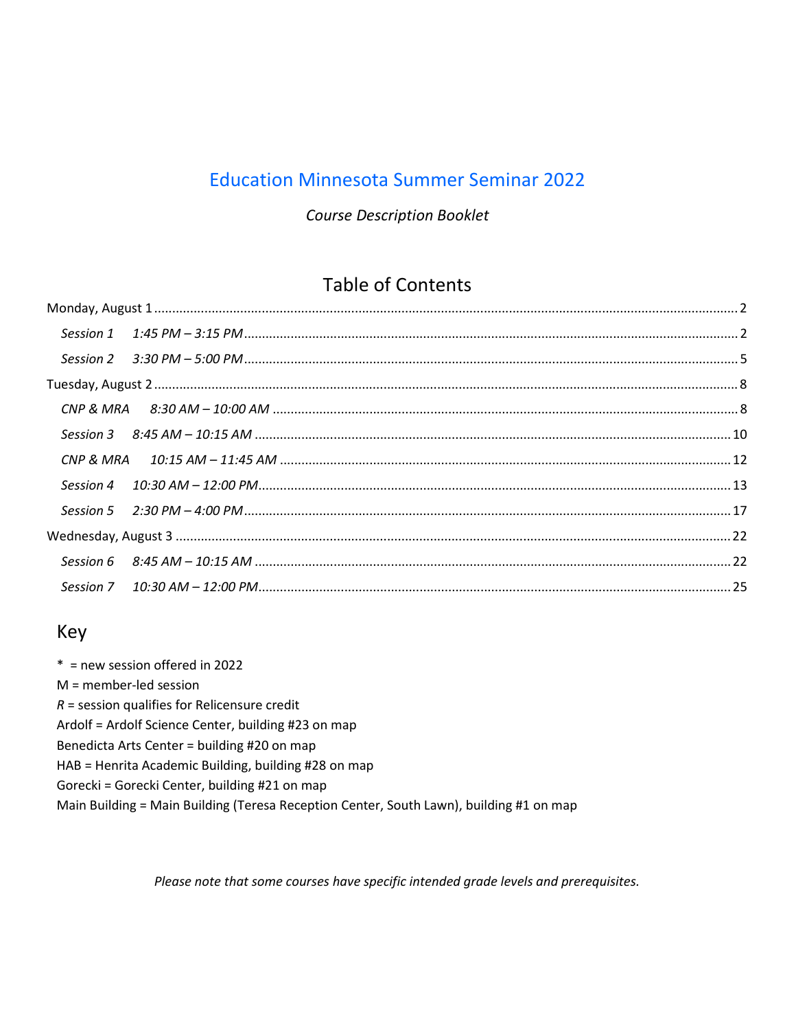# Education Minnesota Summer Seminar 2022

*Course Description Booklet*

## Table of Contents

Monday, August 1 .......... 2

- *Session 1 1:45 PM – 3:15 PM* .......... 2
- *Session 2 3:30 PM – 5:00 PM* .......... 5

Tuesday, August 2 .......... 8

- *CNP & MRA 8:30 AM – 10:00 AM* .......... 8
- *Session 3 8:45 AM – 10:15 AM* .......... 10
- *CNP & MRA 10:15 AM – 11:45 AM* .......... 12
- *Session 4 10:30 AM – 12:00 PM* .......... 13
- *Session 5 2:30 PM – 4:00 PM* .......... 17

Wednesday, August 3 .......... 22

- *Session 6 8:45 AM – 10:15 AM* .......... 22
- *Session 7 10:30 AM – 12:00 PM* .......... 25

## Key

\* = new session offered in 2022
M = member-led session
*R* = session qualifies for Relicensure credit
Ardolf = Ardolf Science Center, building #23 on map
Benedicta Arts Center = building #20 on map
HAB = Henrita Academic Building, building #28 on map
Gorecki = Gorecki Center, building #21 on map
Main Building = Main Building (Teresa Reception Center, South Lawn), building #1 on map

*Please note that some courses have specific intended grade levels and prerequisites.*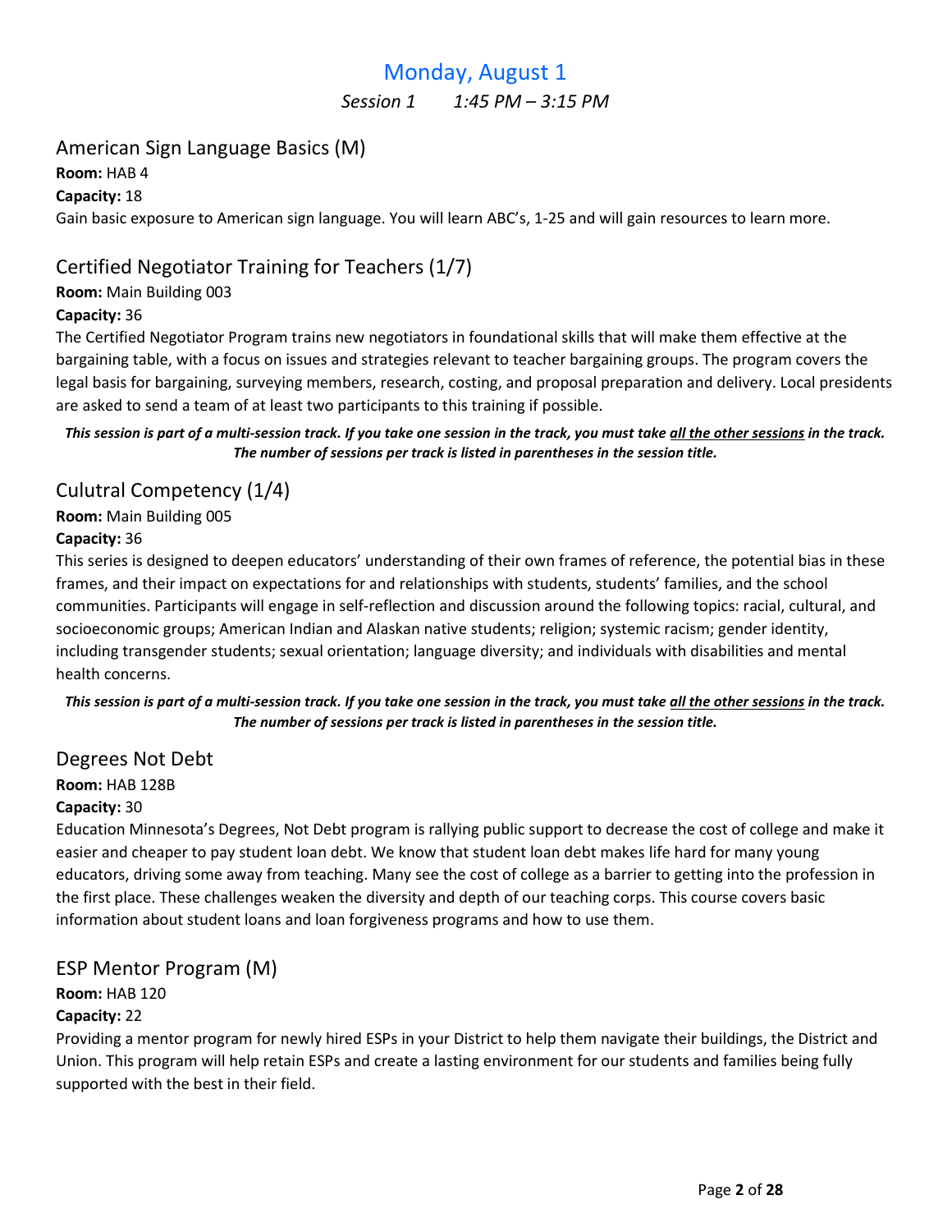# Monday, August 1

*Session 1 1:45 PM – 3:15 PM*

## American Sign Language Basics (M)

**Room:** HAB 4

**Capacity:** 18

Gain basic exposure to American sign language. You will learn ABC's, 1-25 and will gain resources to learn more.

## Certified Negotiator Training for Teachers (1/7)

**Room:** Main Building 003

**Capacity:** 36

The Certified Negotiator Program trains new negotiators in foundational skills that will make them effective at the bargaining table, with a focus on issues and strategies relevant to teacher bargaining groups. The program covers the legal basis for bargaining, surveying members, research, costing, and proposal preparation and delivery. Local presidents are asked to send a team of at least two participants to this training if possible.

***This session is part of a multi-session track. If you take one session in the track, you must take all the other sessions in the track. The number of sessions per track is listed in parentheses in the session title.***

## Cultural Competency (1/4)

**Room:** Main Building 005

**Capacity:** 36

This series is designed to deepen educators' understanding of their own frames of reference, the potential bias in these frames, and their impact on expectations for and relationships with students, students' families, and the school communities. Participants will engage in self-reflection and discussion around the following topics: racial, cultural, and socioeconomic groups; American Indian and Alaskan native students; religion; systemic racism; gender identity, including transgender students; sexual orientation; language diversity; and individuals with disabilities and mental health concerns.

***This session is part of a multi-session track. If you take one session in the track, you must take all the other sessions in the track. The number of sessions per track is listed in parentheses in the session title.***

## Degrees Not Debt

**Room:** HAB 128B

**Capacity:** 30

Education Minnesota's Degrees, Not Debt program is rallying public support to decrease the cost of college and make it easier and cheaper to pay student loan debt. We know that student loan debt makes life hard for many young educators, driving some away from teaching. Many see the cost of college as a barrier to getting into the profession in the first place. These challenges weaken the diversity and depth of our teaching corps. This course covers basic information about student loans and loan forgiveness programs and how to use them.

## ESP Mentor Program (M)

**Room:** HAB 120

**Capacity:** 22

Providing a mentor program for newly hired ESPs in your District to help them navigate their buildings, the District and Union. This program will help retain ESPs and create a lasting environment for our students and families being fully supported with the best in their field.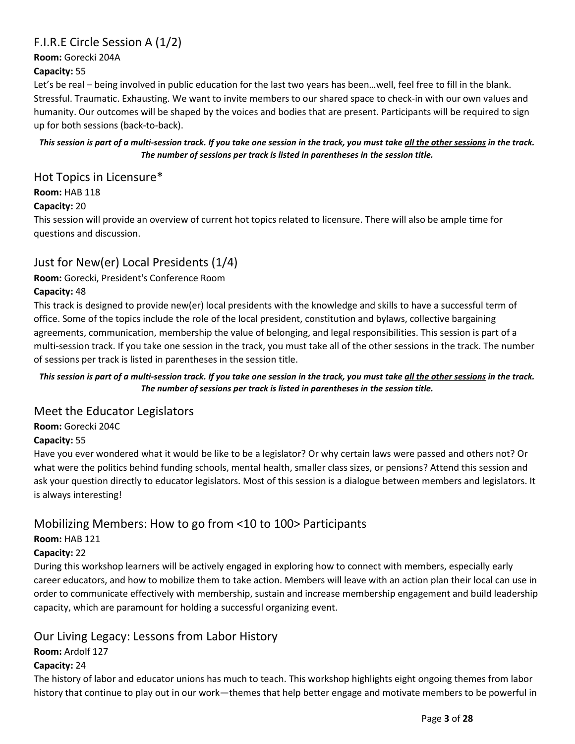## F.I.R.E Circle Session A (1/2)

**Room:** Gorecki 204A

**Capacity:** 55

Let's be real – being involved in public education for the last two years has been…well, feel free to fill in the blank. Stressful. Traumatic. Exhausting. We want to invite members to our shared space to check-in with our own values and humanity. Our outcomes will be shaped by the voices and bodies that are present. Participants will be required to sign up for both sessions (back-to-back).

***This session is part of a multi-session track. If you take one session in the track, you must take all the other sessions in the track. The number of sessions per track is listed in parentheses in the session title.***

## Hot Topics in Licensure*

**Room:** HAB 118

**Capacity:** 20

This session will provide an overview of current hot topics related to licensure. There will also be ample time for questions and discussion.

## Just for New(er) Local Presidents (1/4)

**Room:** Gorecki, President's Conference Room

**Capacity:** 48

This track is designed to provide new(er) local presidents with the knowledge and skills to have a successful term of office. Some of the topics include the role of the local president, constitution and bylaws, collective bargaining agreements, communication, membership the value of belonging, and legal responsibilities. This session is part of a multi-session track. If you take one session in the track, you must take all of the other sessions in the track. The number of sessions per track is listed in parentheses in the session title.

***This session is part of a multi-session track. If you take one session in the track, you must take all the other sessions in the track. The number of sessions per track is listed in parentheses in the session title.***

## Meet the Educator Legislators

**Room:** Gorecki 204C

**Capacity:** 55

Have you ever wondered what it would be like to be a legislator? Or why certain laws were passed and others not? Or what were the politics behind funding schools, mental health, smaller class sizes, or pensions? Attend this session and ask your question directly to educator legislators. Most of this session is a dialogue between members and legislators. It is always interesting!

## Mobilizing Members: How to go from <10 to 100> Participants

**Room:** HAB 121

**Capacity:** 22

During this workshop learners will be actively engaged in exploring how to connect with members, especially early career educators, and how to mobilize them to take action. Members will leave with an action plan their local can use in order to communicate effectively with membership, sustain and increase membership engagement and build leadership capacity, which are paramount for holding a successful organizing event.

## Our Living Legacy: Lessons from Labor History

**Room:** Ardolf 127

**Capacity:** 24

The history of labor and educator unions has much to teach. This workshop highlights eight ongoing themes from labor history that continue to play out in our work—themes that help better engage and motivate members to be powerful in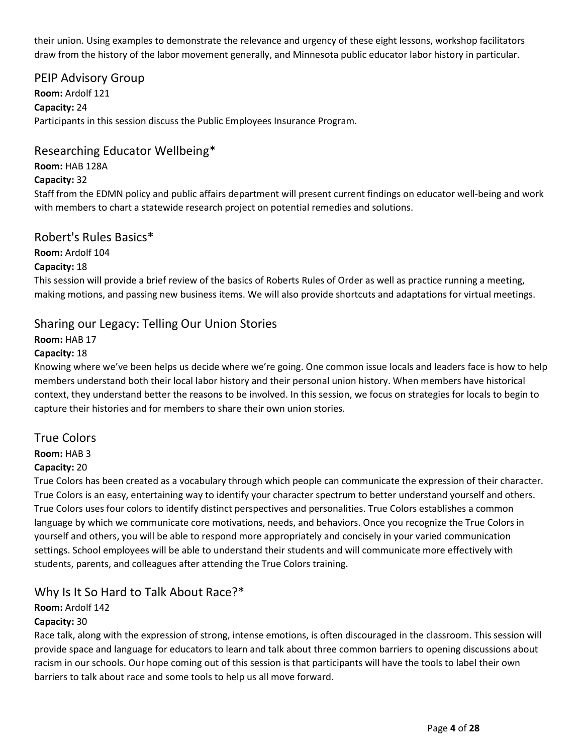their union. Using examples to demonstrate the relevance and urgency of these eight lessons, workshop facilitators draw from the history of the labor movement generally, and Minnesota public educator labor history in particular.

## PEIP Advisory Group

**Room:** Ardolf 121
**Capacity:** 24
Participants in this session discuss the Public Employees Insurance Program.

## Researching Educator Wellbeing*

**Room:** HAB 128A
**Capacity:** 32
Staff from the EDMN policy and public affairs department will present current findings on educator well-being and work with members to chart a statewide research project on potential remedies and solutions.

## Robert's Rules Basics*

**Room:** Ardolf 104
**Capacity:** 18
This session will provide a brief review of the basics of Roberts Rules of Order as well as practice running a meeting, making motions, and passing new business items. We will also provide shortcuts and adaptations for virtual meetings.

## Sharing our Legacy: Telling Our Union Stories

**Room:** HAB 17
**Capacity:** 18
Knowing where we've been helps us decide where we're going. One common issue locals and leaders face is how to help members understand both their local labor history and their personal union history. When members have historical context, they understand better the reasons to be involved. In this session, we focus on strategies for locals to begin to capture their histories and for members to share their own union stories.

## True Colors

**Room:** HAB 3
**Capacity:** 20
True Colors has been created as a vocabulary through which people can communicate the expression of their character. True Colors is an easy, entertaining way to identify your character spectrum to better understand yourself and others. True Colors uses four colors to identify distinct perspectives and personalities. True Colors establishes a common language by which we communicate core motivations, needs, and behaviors. Once you recognize the True Colors in yourself and others, you will be able to respond more appropriately and concisely in your varied communication settings. School employees will be able to understand their students and will communicate more effectively with students, parents, and colleagues after attending the True Colors training.

## Why Is It So Hard to Talk About Race?*

**Room:** Ardolf 142
**Capacity:** 30
Race talk, along with the expression of strong, intense emotions, is often discouraged in the classroom. This session will provide space and language for educators to learn and talk about three common barriers to opening discussions about racism in our schools. Our hope coming out of this session is that participants will have the tools to label their own barriers to talk about race and some tools to help us all move forward.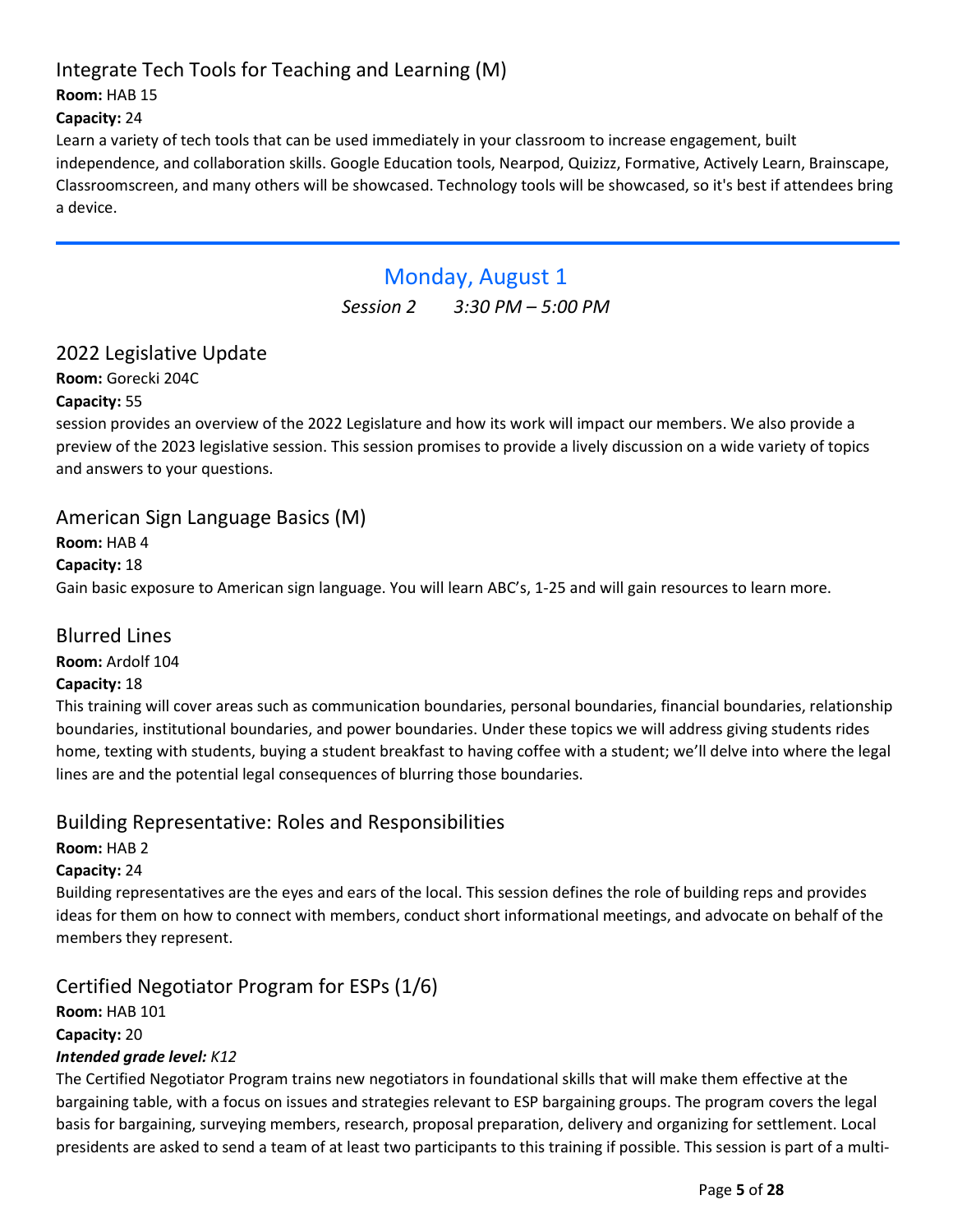### Integrate Tech Tools for Teaching and Learning (M)

**Room:** HAB 15

**Capacity:** 24

Learn a variety of tech tools that can be used immediately in your classroom to increase engagement, built independence, and collaboration skills. Google Education tools, Nearpod, Quizizz, Formative, Actively Learn, Brainscape, Classroomscreen, and many others will be showcased. Technology tools will be showcased, so it's best if attendees bring a device.

---

## Monday, August 1

*Session 2 3:30 PM – 5:00 PM*

### 2022 Legislative Update

**Room:** Gorecki 204C

**Capacity:** 55

session provides an overview of the 2022 Legislature and how its work will impact our members. We also provide a preview of the 2023 legislative session. This session promises to provide a lively discussion on a wide variety of topics and answers to your questions.

### American Sign Language Basics (M)

**Room:** HAB 4

**Capacity:** 18

Gain basic exposure to American sign language. You will learn ABC's, 1-25 and will gain resources to learn more.

### Blurred Lines

**Room:** Ardolf 104

**Capacity:** 18

This training will cover areas such as communication boundaries, personal boundaries, financial boundaries, relationship boundaries, institutional boundaries, and power boundaries. Under these topics we will address giving students rides home, texting with students, buying a student breakfast to having coffee with a student; we'll delve into where the legal lines are and the potential legal consequences of blurring those boundaries.

### Building Representative: Roles and Responsibilities

**Room:** HAB 2

**Capacity:** 24

Building representatives are the eyes and ears of the local. This session defines the role of building reps and provides ideas for them on how to connect with members, conduct short informational meetings, and advocate on behalf of the members they represent.

### Certified Negotiator Program for ESPs (1/6)

**Room:** HAB 101

**Capacity:** 20

***Intended grade level:*** *K12*

The Certified Negotiator Program trains new negotiators in foundational skills that will make them effective at the bargaining table, with a focus on issues and strategies relevant to ESP bargaining groups. The program covers the legal basis for bargaining, surveying members, research, proposal preparation, delivery and organizing for settlement. Local presidents are asked to send a team of at least two participants to this training if possible. This session is part of a multi-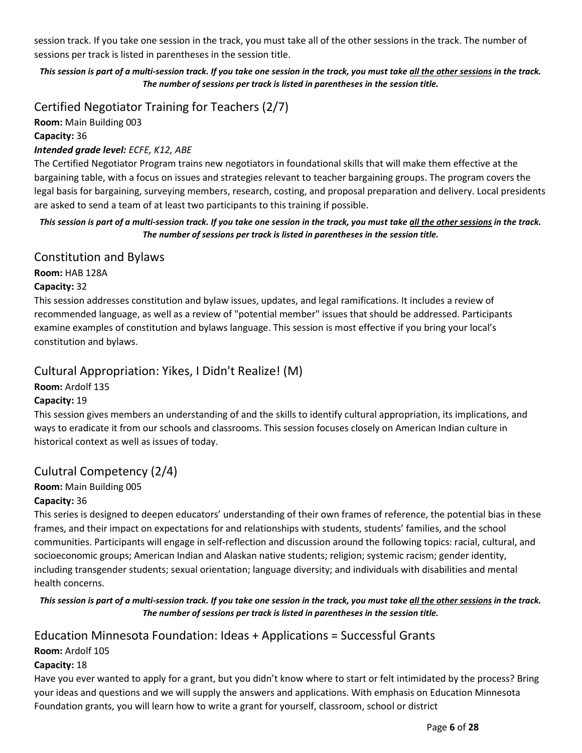session track. If you take one session in the track, you must take all of the other sessions in the track. The number of sessions per track is listed in parentheses in the session title.

***This session is part of a multi-session track. If you take one session in the track, you must take all the other sessions in the track. The number of sessions per track is listed in parentheses in the session title.***

## Certified Negotiator Training for Teachers (2/7)

**Room:** Main Building 003

**Capacity:** 36

***Intended grade level:*** *ECFE, K12, ABE*

The Certified Negotiator Program trains new negotiators in foundational skills that will make them effective at the bargaining table, with a focus on issues and strategies relevant to teacher bargaining groups. The program covers the legal basis for bargaining, surveying members, research, costing, and proposal preparation and delivery. Local presidents are asked to send a team of at least two participants to this training if possible.

***This session is part of a multi-session track. If you take one session in the track, you must take all the other sessions in the track. The number of sessions per track is listed in parentheses in the session title.***

## Constitution and Bylaws

**Room:** HAB 128A

**Capacity:** 32

This session addresses constitution and bylaw issues, updates, and legal ramifications. It includes a review of recommended language, as well as a review of "potential member" issues that should be addressed. Participants examine examples of constitution and bylaws language. This session is most effective if you bring your local's constitution and bylaws.

## Cultural Appropriation: Yikes, I Didn't Realize! (M)

**Room:** Ardolf 135

**Capacity:** 19

This session gives members an understanding of and the skills to identify cultural appropriation, its implications, and ways to eradicate it from our schools and classrooms. This session focuses closely on American Indian culture in historical context as well as issues of today.

## Culutral Competency (2/4)

**Room:** Main Building 005

**Capacity:** 36

This series is designed to deepen educators' understanding of their own frames of reference, the potential bias in these frames, and their impact on expectations for and relationships with students, students' families, and the school communities. Participants will engage in self-reflection and discussion around the following topics: racial, cultural, and socioeconomic groups; American Indian and Alaskan native students; religion; systemic racism; gender identity, including transgender students; sexual orientation; language diversity; and individuals with disabilities and mental health concerns.

***This session is part of a multi-session track. If you take one session in the track, you must take all the other sessions in the track. The number of sessions per track is listed in parentheses in the session title.***

## Education Minnesota Foundation: Ideas + Applications = Successful Grants

**Room:** Ardolf 105

**Capacity:** 18

Have you ever wanted to apply for a grant, but you didn't know where to start or felt intimidated by the process? Bring your ideas and questions and we will supply the answers and applications. With emphasis on Education Minnesota Foundation grants, you will learn how to write a grant for yourself, classroom, school or district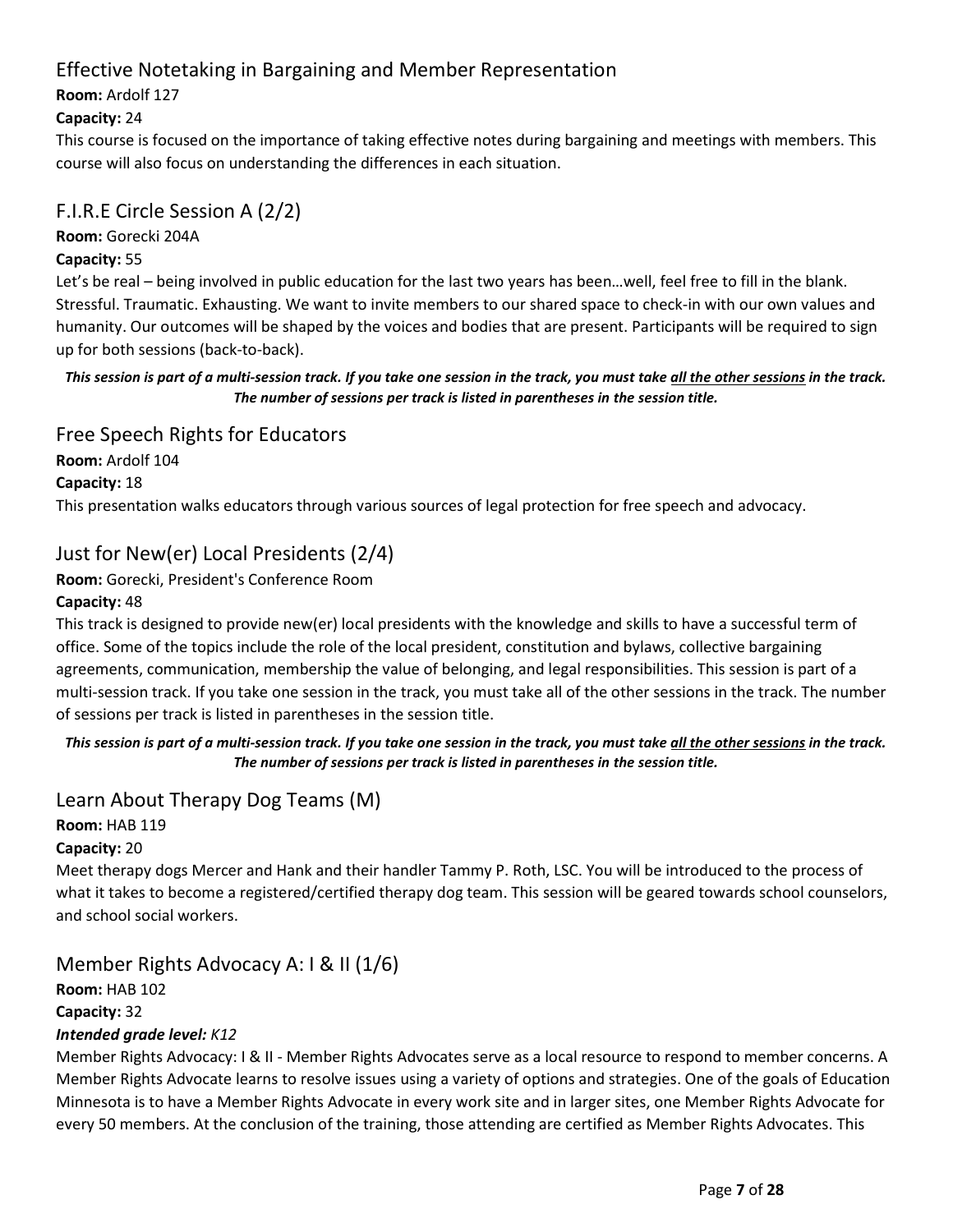## Effective Notetaking in Bargaining and Member Representation

**Room:** Ardolf 127

**Capacity:** 24

This course is focused on the importance of taking effective notes during bargaining and meetings with members. This course will also focus on understanding the differences in each situation.

## F.I.R.E Circle Session A (2/2)

**Room:** Gorecki 204A

**Capacity:** 55

Let's be real – being involved in public education for the last two years has been…well, feel free to fill in the blank. Stressful. Traumatic. Exhausting. We want to invite members to our shared space to check-in with our own values and humanity. Our outcomes will be shaped by the voices and bodies that are present. Participants will be required to sign up for both sessions (back-to-back).

***This session is part of a multi-session track. If you take one session in the track, you must take <u>all the other sessions</u> in the track. The number of sessions per track is listed in parentheses in the session title.***

## Free Speech Rights for Educators

**Room:** Ardolf 104

**Capacity:** 18

This presentation walks educators through various sources of legal protection for free speech and advocacy.

## Just for New(er) Local Presidents (2/4)

**Room:** Gorecki, President's Conference Room

**Capacity:** 48

This track is designed to provide new(er) local presidents with the knowledge and skills to have a successful term of office. Some of the topics include the role of the local president, constitution and bylaws, collective bargaining agreements, communication, membership the value of belonging, and legal responsibilities. This session is part of a multi-session track. If you take one session in the track, you must take all of the other sessions in the track. The number of sessions per track is listed in parentheses in the session title.

***This session is part of a multi-session track. If you take one session in the track, you must take <u>all the other sessions</u> in the track. The number of sessions per track is listed in parentheses in the session title.***

## Learn About Therapy Dog Teams (M)

**Room:** HAB 119

**Capacity:** 20

Meet therapy dogs Mercer and Hank and their handler Tammy P. Roth, LSC. You will be introduced to the process of what it takes to become a registered/certified therapy dog team. This session will be geared towards school counselors, and school social workers.

## Member Rights Advocacy A: I & II (1/6)

**Room:** HAB 102

**Capacity:** 32

***Intended grade level:*** *K12*

Member Rights Advocacy: I & II - Member Rights Advocates serve as a local resource to respond to member concerns. A Member Rights Advocate learns to resolve issues using a variety of options and strategies. One of the goals of Education Minnesota is to have a Member Rights Advocate in every work site and in larger sites, one Member Rights Advocate for every 50 members. At the conclusion of the training, those attending are certified as Member Rights Advocates. This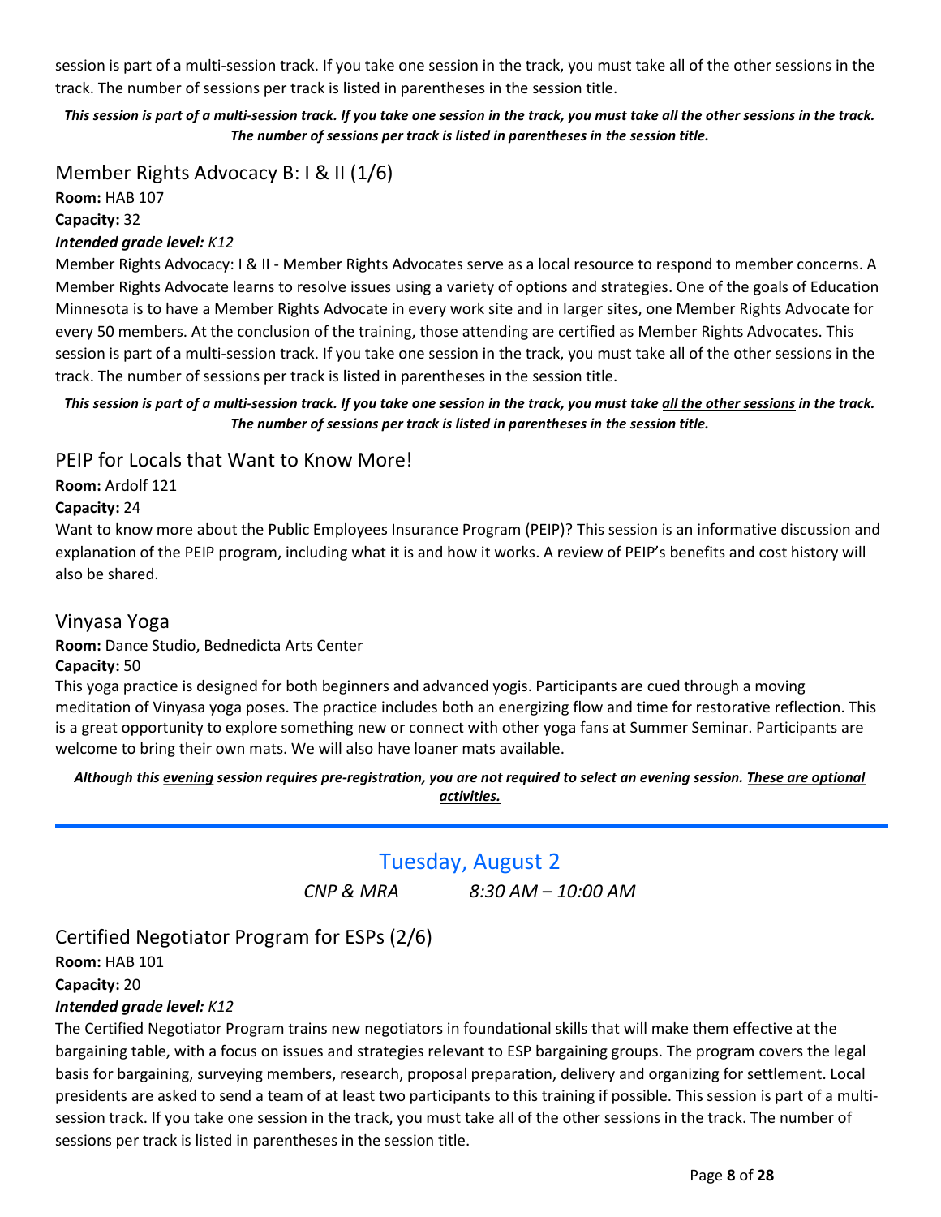session is part of a multi-session track. If you take one session in the track, you must take all of the other sessions in the track. The number of sessions per track is listed in parentheses in the session title.

***This session is part of a multi-session track. If you take one session in the track, you must take all the other sessions in the track. The number of sessions per track is listed in parentheses in the session title.***

## Member Rights Advocacy B: I & II (1/6)

**Room:** HAB 107

**Capacity:** 32

***Intended grade level:*** *K12*

Member Rights Advocacy: I & II - Member Rights Advocates serve as a local resource to respond to member concerns. A Member Rights Advocate learns to resolve issues using a variety of options and strategies. One of the goals of Education Minnesota is to have a Member Rights Advocate in every work site and in larger sites, one Member Rights Advocate for every 50 members. At the conclusion of the training, those attending are certified as Member Rights Advocates. This session is part of a multi-session track. If you take one session in the track, you must take all of the other sessions in the track. The number of sessions per track is listed in parentheses in the session title.

***This session is part of a multi-session track. If you take one session in the track, you must take all the other sessions in the track. The number of sessions per track is listed in parentheses in the session title.***

## PEIP for Locals that Want to Know More!

**Room:** Ardolf 121

**Capacity:** 24

Want to know more about the Public Employees Insurance Program (PEIP)? This session is an informative discussion and explanation of the PEIP program, including what it is and how it works. A review of PEIP's benefits and cost history will also be shared.

## Vinyasa Yoga

**Room:** Dance Studio, Bednedicta Arts Center

**Capacity:** 50

This yoga practice is designed for both beginners and advanced yogis. Participants are cued through a moving meditation of Vinyasa yoga poses. The practice includes both an energizing flow and time for restorative reflection. This is a great opportunity to explore something new or connect with other yoga fans at Summer Seminar. Participants are welcome to bring their own mats. We will also have loaner mats available.

***Although this evening session requires pre-registration, you are not required to select an evening session. These are optional activities.***

---

# Tuesday, August 2

*CNP & MRA 8:30 AM – 10:00 AM*

## Certified Negotiator Program for ESPs (2/6)

**Room:** HAB 101

**Capacity:** 20

***Intended grade level:*** *K12*

The Certified Negotiator Program trains new negotiators in foundational skills that will make them effective at the bargaining table, with a focus on issues and strategies relevant to ESP bargaining groups. The program covers the legal basis for bargaining, surveying members, research, proposal preparation, delivery and organizing for settlement. Local presidents are asked to send a team of at least two participants to this training if possible. This session is part of a multi-session track. If you take one session in the track, you must take all of the other sessions in the track. The number of sessions per track is listed in parentheses in the session title.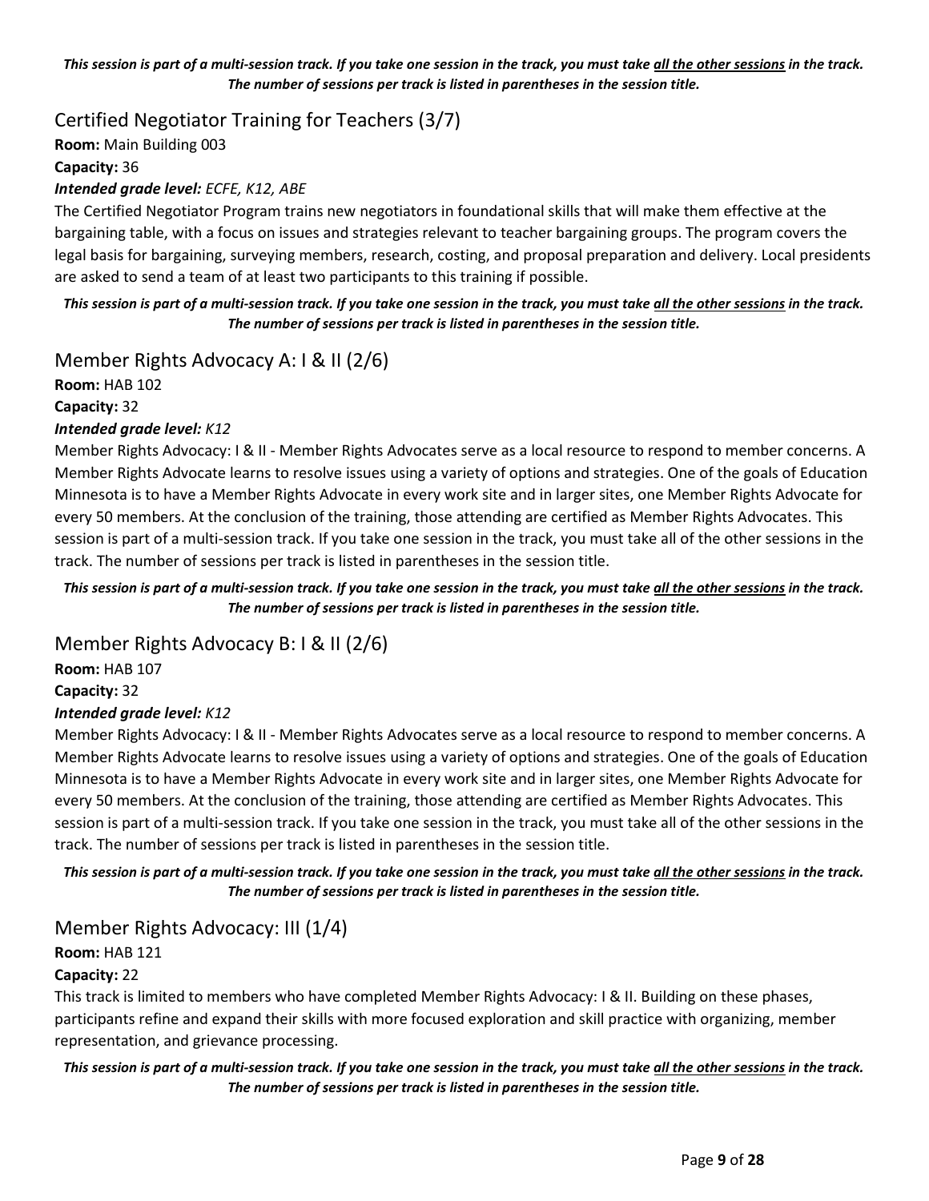***This session is part of a multi-session track. If you take one session in the track, you must take all the other sessions in the track. The number of sessions per track is listed in parentheses in the session title.***

## Certified Negotiator Training for Teachers (3/7)

**Room:** Main Building 003

**Capacity:** 36

***Intended grade level:*** *ECFE, K12, ABE*

The Certified Negotiator Program trains new negotiators in foundational skills that will make them effective at the bargaining table, with a focus on issues and strategies relevant to teacher bargaining groups. The program covers the legal basis for bargaining, surveying members, research, costing, and proposal preparation and delivery. Local presidents are asked to send a team of at least two participants to this training if possible.

***This session is part of a multi-session track. If you take one session in the track, you must take all the other sessions in the track. The number of sessions per track is listed in parentheses in the session title.***

## Member Rights Advocacy A: I & II (2/6)

**Room:** HAB 102

**Capacity:** 32

***Intended grade level:*** *K12*

Member Rights Advocacy: I & II - Member Rights Advocates serve as a local resource to respond to member concerns. A Member Rights Advocate learns to resolve issues using a variety of options and strategies. One of the goals of Education Minnesota is to have a Member Rights Advocate in every work site and in larger sites, one Member Rights Advocate for every 50 members. At the conclusion of the training, those attending are certified as Member Rights Advocates. This session is part of a multi-session track. If you take one session in the track, you must take all of the other sessions in the track. The number of sessions per track is listed in parentheses in the session title.

***This session is part of a multi-session track. If you take one session in the track, you must take all the other sessions in the track. The number of sessions per track is listed in parentheses in the session title.***

## Member Rights Advocacy B: I & II (2/6)

**Room:** HAB 107

**Capacity:** 32

***Intended grade level:*** *K12*

Member Rights Advocacy: I & II - Member Rights Advocates serve as a local resource to respond to member concerns. A Member Rights Advocate learns to resolve issues using a variety of options and strategies. One of the goals of Education Minnesota is to have a Member Rights Advocate in every work site and in larger sites, one Member Rights Advocate for every 50 members. At the conclusion of the training, those attending are certified as Member Rights Advocates. This session is part of a multi-session track. If you take one session in the track, you must take all of the other sessions in the track. The number of sessions per track is listed in parentheses in the session title.

***This session is part of a multi-session track. If you take one session in the track, you must take all the other sessions in the track. The number of sessions per track is listed in parentheses in the session title.***

## Member Rights Advocacy: III (1/4)

**Room:** HAB 121

**Capacity:** 22

This track is limited to members who have completed Member Rights Advocacy: I & II. Building on these phases, participants refine and expand their skills with more focused exploration and skill practice with organizing, member representation, and grievance processing.

***This session is part of a multi-session track. If you take one session in the track, you must take all the other sessions in the track. The number of sessions per track is listed in parentheses in the session title.***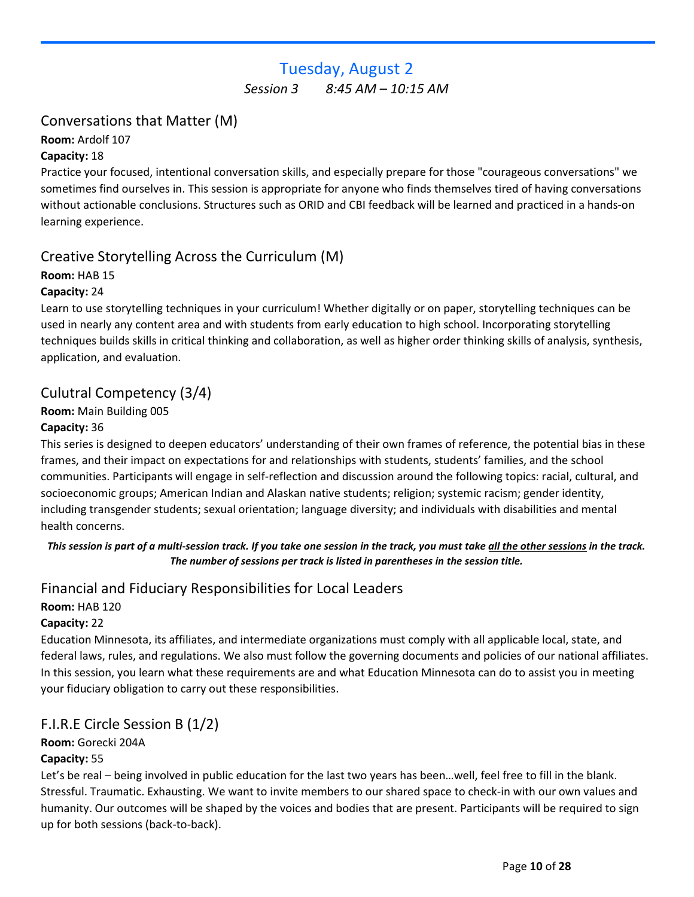# Tuesday, August 2

*Session 3 8:45 AM – 10:15 AM*

## Conversations that Matter (M)

**Room:** Ardolf 107

**Capacity:** 18

Practice your focused, intentional conversation skills, and especially prepare for those "courageous conversations" we sometimes find ourselves in. This session is appropriate for anyone who finds themselves tired of having conversations without actionable conclusions. Structures such as ORID and CBI feedback will be learned and practiced in a hands-on learning experience.

## Creative Storytelling Across the Curriculum (M)

**Room:** HAB 15

**Capacity:** 24

Learn to use storytelling techniques in your curriculum! Whether digitally or on paper, storytelling techniques can be used in nearly any content area and with students from early education to high school. Incorporating storytelling techniques builds skills in critical thinking and collaboration, as well as higher order thinking skills of analysis, synthesis, application, and evaluation.

## Cultutral Competency (3/4)

**Room:** Main Building 005

**Capacity:** 36

This series is designed to deepen educators' understanding of their own frames of reference, the potential bias in these frames, and their impact on expectations for and relationships with students, students' families, and the school communities. Participants will engage in self-reflection and discussion around the following topics: racial, cultural, and socioeconomic groups; American Indian and Alaskan native students; religion; systemic racism; gender identity, including transgender students; sexual orientation; language diversity; and individuals with disabilities and mental health concerns.

***This session is part of a multi-session track. If you take one session in the track, you must take <u>all the other sessions</u> in the track. The number of sessions per track is listed in parentheses in the session title.***

## Financial and Fiduciary Responsibilities for Local Leaders

**Room:** HAB 120

**Capacity:** 22

Education Minnesota, its affiliates, and intermediate organizations must comply with all applicable local, state, and federal laws, rules, and regulations. We also must follow the governing documents and policies of our national affiliates. In this session, you learn what these requirements are and what Education Minnesota can do to assist you in meeting your fiduciary obligation to carry out these responsibilities.

## F.I.R.E Circle Session B (1/2)

**Room:** Gorecki 204A

**Capacity:** 55

Let's be real – being involved in public education for the last two years has been…well, feel free to fill in the blank. Stressful. Traumatic. Exhausting. We want to invite members to our shared space to check-in with our own values and humanity. Our outcomes will be shaped by the voices and bodies that are present. Participants will be required to sign up for both sessions (back-to-back).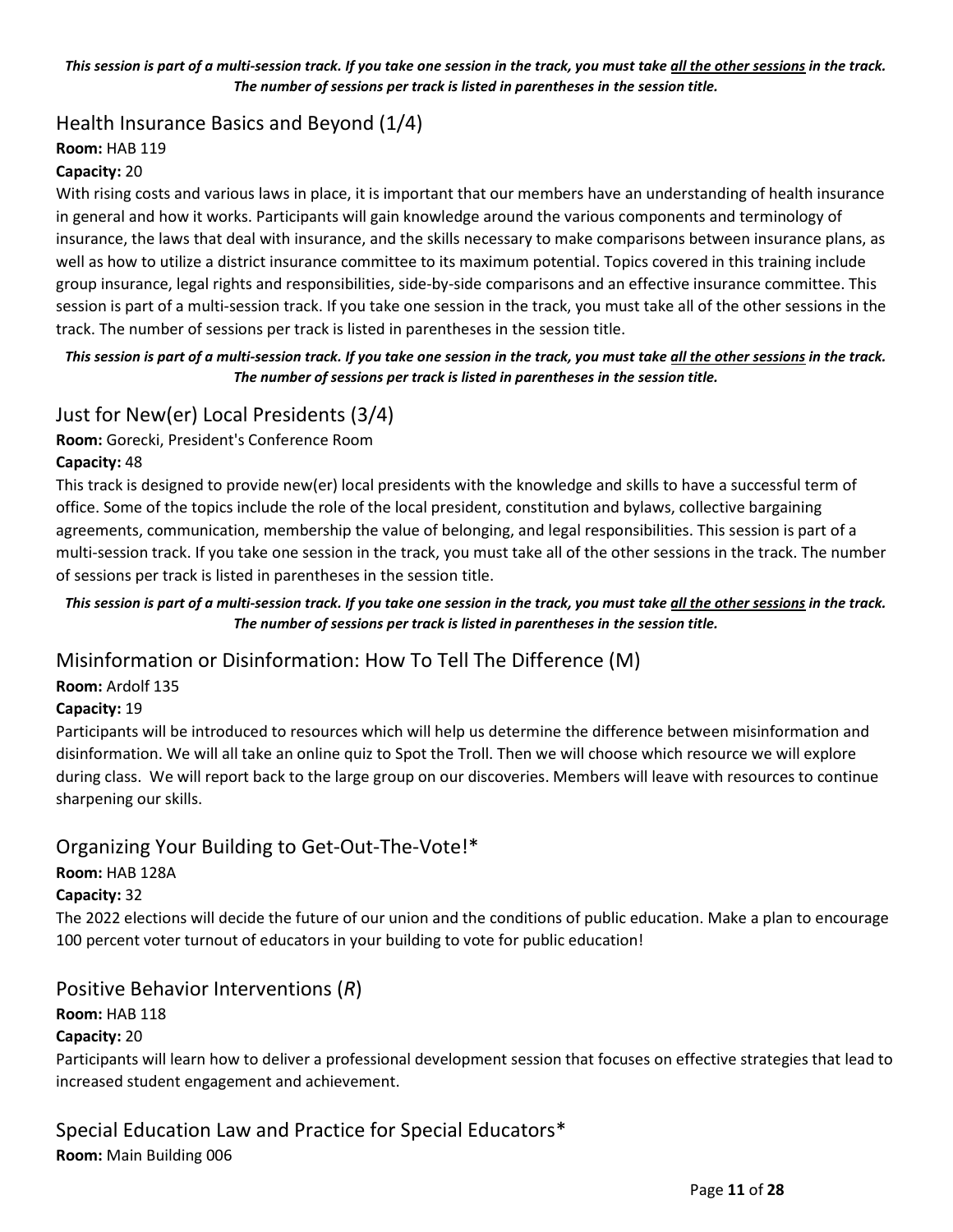***This session is part of a multi-session track. If you take one session in the track, you must take <u>all the other sessions</u> in the track. The number of sessions per track is listed in parentheses in the session title.***

## Health Insurance Basics and Beyond (1/4)

**Room:** HAB 119

**Capacity:** 20

With rising costs and various laws in place, it is important that our members have an understanding of health insurance in general and how it works. Participants will gain knowledge around the various components and terminology of insurance, the laws that deal with insurance, and the skills necessary to make comparisons between insurance plans, as well as how to utilize a district insurance committee to its maximum potential. Topics covered in this training include group insurance, legal rights and responsibilities, side-by-side comparisons and an effective insurance committee. This session is part of a multi-session track. If you take one session in the track, you must take all of the other sessions in the track. The number of sessions per track is listed in parentheses in the session title.

***This session is part of a multi-session track. If you take one session in the track, you must take <u>all the other sessions</u> in the track. The number of sessions per track is listed in parentheses in the session title.***

## Just for New(er) Local Presidents (3/4)

**Room:** Gorecki, President's Conference Room

**Capacity:** 48

This track is designed to provide new(er) local presidents with the knowledge and skills to have a successful term of office. Some of the topics include the role of the local president, constitution and bylaws, collective bargaining agreements, communication, membership the value of belonging, and legal responsibilities. This session is part of a multi-session track. If you take one session in the track, you must take all of the other sessions in the track. The number of sessions per track is listed in parentheses in the session title.

***This session is part of a multi-session track. If you take one session in the track, you must take <u>all the other sessions</u> in the track. The number of sessions per track is listed in parentheses in the session title.***

## Misinformation or Disinformation: How To Tell The Difference (M)

**Room:** Ardolf 135

**Capacity:** 19

Participants will be introduced to resources which will help us determine the difference between misinformation and disinformation. We will all take an online quiz to Spot the Troll. Then we will choose which resource we will explore during class. We will report back to the large group on our discoveries. Members will leave with resources to continue sharpening our skills.

## Organizing Your Building to Get-Out-The-Vote!*

**Room:** HAB 128A

**Capacity:** 32

The 2022 elections will decide the future of our union and the conditions of public education. Make a plan to encourage 100 percent voter turnout of educators in your building to vote for public education!

## Positive Behavior Interventions (*R*)

**Room:** HAB 118

**Capacity:** 20

Participants will learn how to deliver a professional development session that focuses on effective strategies that lead to increased student engagement and achievement.

## Special Education Law and Practice for Special Educators*

**Room:** Main Building 006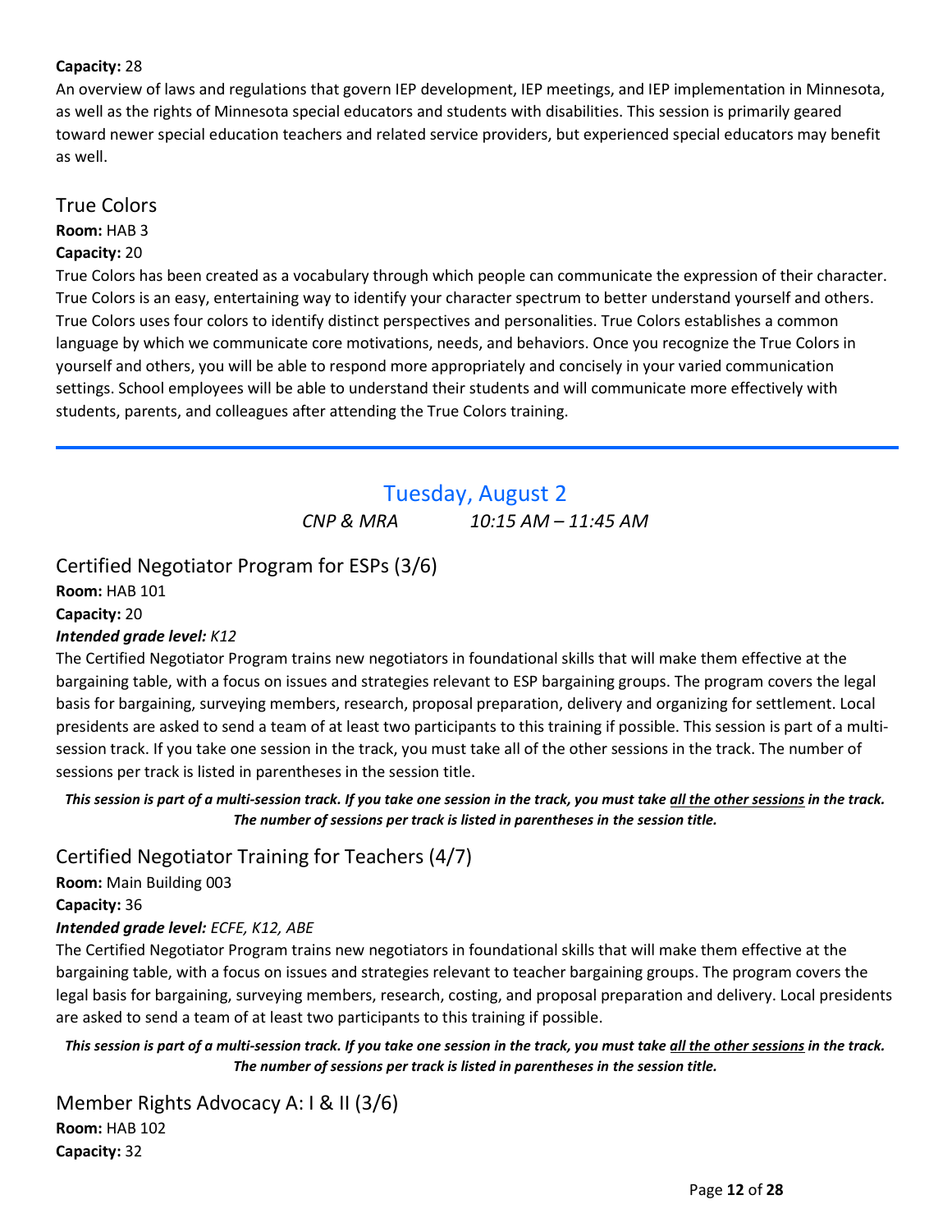**Capacity:** 28

An overview of laws and regulations that govern IEP development, IEP meetings, and IEP implementation in Minnesota, as well as the rights of Minnesota special educators and students with disabilities. This session is primarily geared toward newer special education teachers and related service providers, but experienced special educators may benefit as well.

### True Colors

**Room:** HAB 3

**Capacity:** 20

True Colors has been created as a vocabulary through which people can communicate the expression of their character. True Colors is an easy, entertaining way to identify your character spectrum to better understand yourself and others. True Colors uses four colors to identify distinct perspectives and personalities. True Colors establishes a common language by which we communicate core motivations, needs, and behaviors. Once you recognize the True Colors in yourself and others, you will be able to respond more appropriately and concisely in your varied communication settings. School employees will be able to understand their students and will communicate more effectively with students, parents, and colleagues after attending the True Colors training.

---

## Tuesday, August 2

*CNP & MRA* *10:15 AM – 11:45 AM*

### Certified Negotiator Program for ESPs (3/6)

**Room:** HAB 101

**Capacity:** 20

***Intended grade level:*** *K12*

The Certified Negotiator Program trains new negotiators in foundational skills that will make them effective at the bargaining table, with a focus on issues and strategies relevant to ESP bargaining groups. The program covers the legal basis for bargaining, surveying members, research, proposal preparation, delivery and organizing for settlement. Local presidents are asked to send a team of at least two participants to this training if possible. This session is part of a multi-session track. If you take one session in the track, you must take all of the other sessions in the track. The number of sessions per track is listed in parentheses in the session title.

***This session is part of a multi-session track. If you take one session in the track, you must take all the other sessions in the track. The number of sessions per track is listed in parentheses in the session title.***

### Certified Negotiator Training for Teachers (4/7)

**Room:** Main Building 003

**Capacity:** 36

***Intended grade level:*** *ECFE, K12, ABE*

The Certified Negotiator Program trains new negotiators in foundational skills that will make them effective at the bargaining table, with a focus on issues and strategies relevant to teacher bargaining groups. The program covers the legal basis for bargaining, surveying members, research, costing, and proposal preparation and delivery. Local presidents are asked to send a team of at least two participants to this training if possible.

***This session is part of a multi-session track. If you take one session in the track, you must take all the other sessions in the track. The number of sessions per track is listed in parentheses in the session title.***

### Member Rights Advocacy A: I & II (3/6)

**Room:** HAB 102

**Capacity:** 32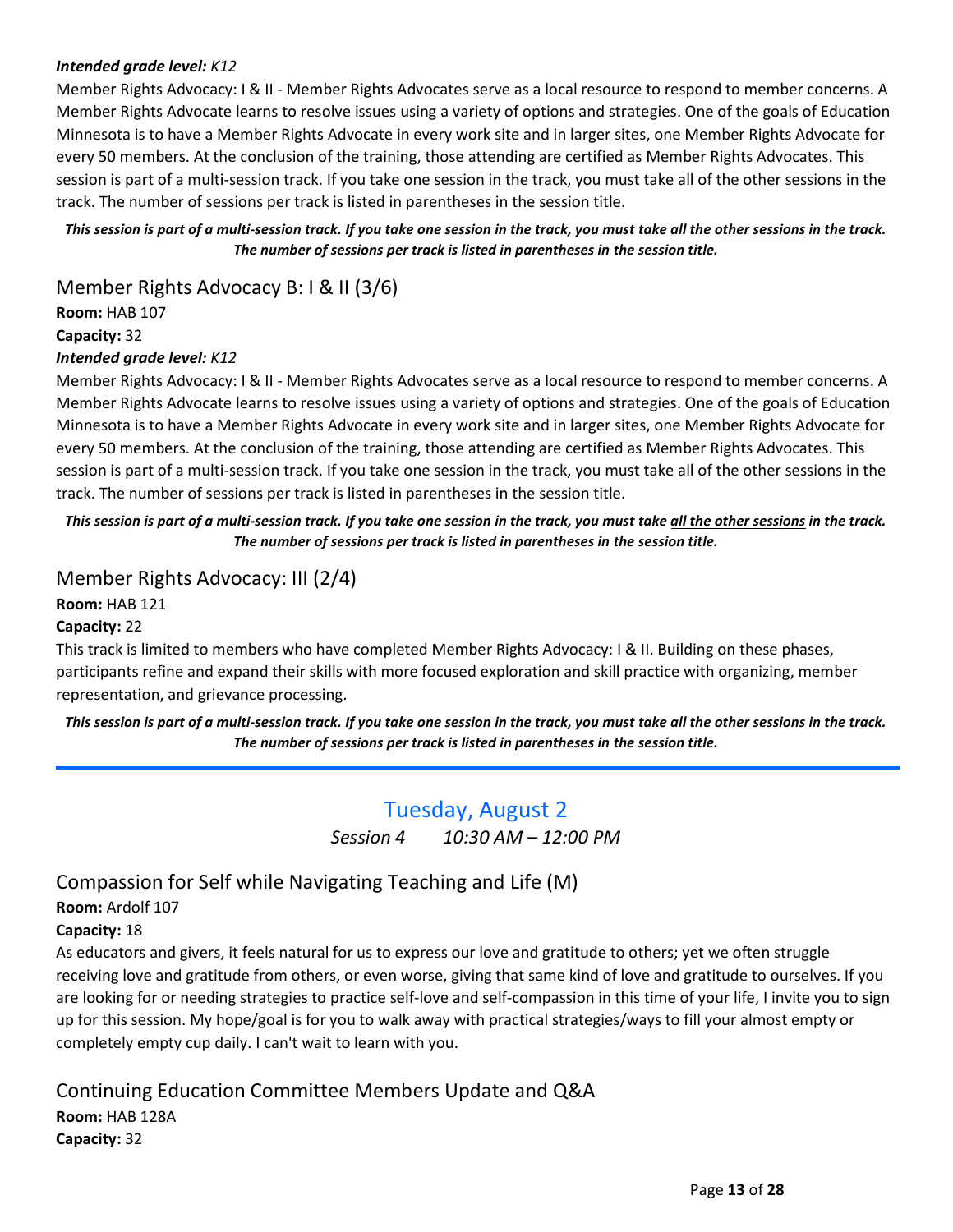***Intended grade level:*** *K12*

Member Rights Advocacy: I & II - Member Rights Advocates serve as a local resource to respond to member concerns. A Member Rights Advocate learns to resolve issues using a variety of options and strategies. One of the goals of Education Minnesota is to have a Member Rights Advocate in every work site and in larger sites, one Member Rights Advocate for every 50 members. At the conclusion of the training, those attending are certified as Member Rights Advocates. This session is part of a multi-session track. If you take one session in the track, you must take all of the other sessions in the track. The number of sessions per track is listed in parentheses in the session title.

***This session is part of a multi-session track. If you take one session in the track, you must take all the other sessions in the track. The number of sessions per track is listed in parentheses in the session title.***

### Member Rights Advocacy B: I & II (3/6)

**Room:** HAB 107
**Capacity:** 32
***Intended grade level:*** *K12*

Member Rights Advocacy: I & II - Member Rights Advocates serve as a local resource to respond to member concerns. A Member Rights Advocate learns to resolve issues using a variety of options and strategies. One of the goals of Education Minnesota is to have a Member Rights Advocate in every work site and in larger sites, one Member Rights Advocate for every 50 members. At the conclusion of the training, those attending are certified as Member Rights Advocates. This session is part of a multi-session track. If you take one session in the track, you must take all of the other sessions in the track. The number of sessions per track is listed in parentheses in the session title.

***This session is part of a multi-session track. If you take one session in the track, you must take all the other sessions in the track. The number of sessions per track is listed in parentheses in the session title.***

### Member Rights Advocacy: III (2/4)

**Room:** HAB 121
**Capacity:** 22

This track is limited to members who have completed Member Rights Advocacy: I & II. Building on these phases, participants refine and expand their skills with more focused exploration and skill practice with organizing, member representation, and grievance processing.

***This session is part of a multi-session track. If you take one session in the track, you must take all the other sessions in the track. The number of sessions per track is listed in parentheses in the session title.***

---

## Tuesday, August 2

*Session 4 10:30 AM – 12:00 PM*

### Compassion for Self while Navigating Teaching and Life (M)

**Room:** Ardolf 107
**Capacity:** 18

As educators and givers, it feels natural for us to express our love and gratitude to others; yet we often struggle receiving love and gratitude from others, or even worse, giving that same kind of love and gratitude to ourselves. If you are looking for or needing strategies to practice self-love and self-compassion in this time of your life, I invite you to sign up for this session. My hope/goal is for you to walk away with practical strategies/ways to fill your almost empty or completely empty cup daily. I can't wait to learn with you.

### Continuing Education Committee Members Update and Q&A

**Room:** HAB 128A
**Capacity:** 32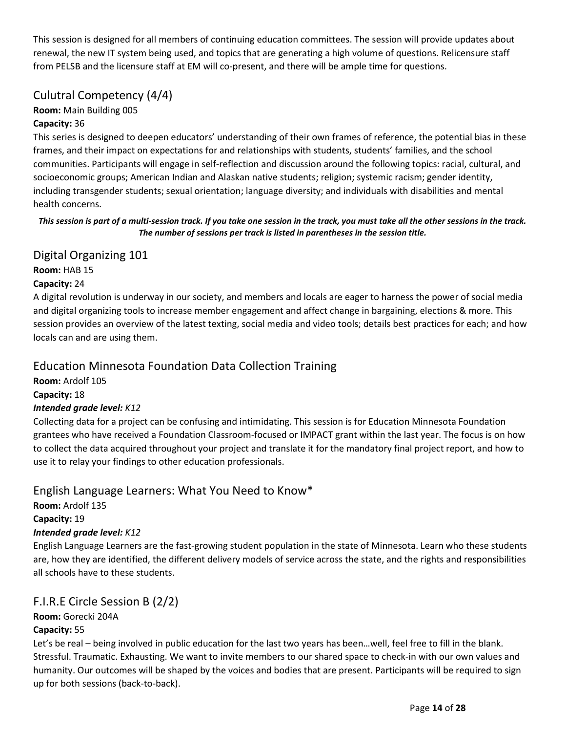This session is designed for all members of continuing education committees. The session will provide updates about renewal, the new IT system being used, and topics that are generating a high volume of questions. Relicensure staff from PELSB and the licensure staff at EM will co-present, and there will be ample time for questions.

## Cultral Competency (4/4)

**Room:** Main Building 005

**Capacity:** 36

This series is designed to deepen educators' understanding of their own frames of reference, the potential bias in these frames, and their impact on expectations for and relationships with students, students' families, and the school communities. Participants will engage in self-reflection and discussion around the following topics: racial, cultural, and socioeconomic groups; American Indian and Alaskan native students; religion; systemic racism; gender identity, including transgender students; sexual orientation; language diversity; and individuals with disabilities and mental health concerns.

***This session is part of a multi-session track. If you take one session in the track, you must take all the other sessions in the track. The number of sessions per track is listed in parentheses in the session title.***

## Digital Organizing 101

**Room:** HAB 15

**Capacity:** 24

A digital revolution is underway in our society, and members and locals are eager to harness the power of social media and digital organizing tools to increase member engagement and affect change in bargaining, elections & more. This session provides an overview of the latest texting, social media and video tools; details best practices for each; and how locals can and are using them.

## Education Minnesota Foundation Data Collection Training

**Room:** Ardolf 105

**Capacity:** 18

***Intended grade level:*** *K12*

Collecting data for a project can be confusing and intimidating. This session is for Education Minnesota Foundation grantees who have received a Foundation Classroom-focused or IMPACT grant within the last year. The focus is on how to collect the data acquired throughout your project and translate it for the mandatory final project report, and how to use it to relay your findings to other education professionals.

## English Language Learners: What You Need to Know*

**Room:** Ardolf 135

**Capacity:** 19

***Intended grade level:*** *K12*

English Language Learners are the fast-growing student population in the state of Minnesota. Learn who these students are, how they are identified, the different delivery models of service across the state, and the rights and responsibilities all schools have to these students.

## F.I.R.E Circle Session B (2/2)

**Room:** Gorecki 204A

**Capacity:** 55

Let's be real – being involved in public education for the last two years has been…well, feel free to fill in the blank. Stressful. Traumatic. Exhausting. We want to invite members to our shared space to check-in with our own values and humanity. Our outcomes will be shaped by the voices and bodies that are present. Participants will be required to sign up for both sessions (back-to-back).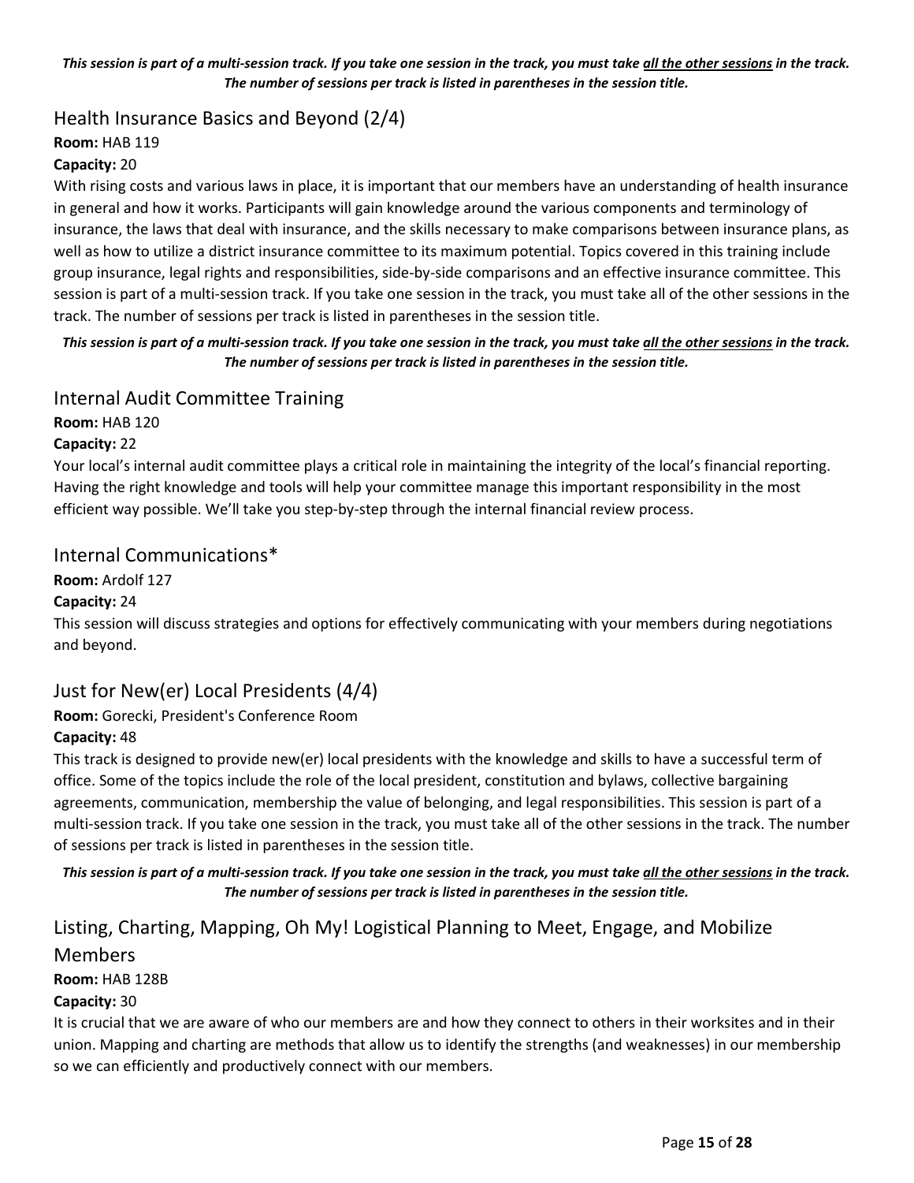***This session is part of a multi-session track. If you take one session in the track, you must take <u>all the other sessions</u> in the track. The number of sessions per track is listed in parentheses in the session title.***

## Health Insurance Basics and Beyond (2/4)

**Room:** HAB 119

**Capacity:** 20

With rising costs and various laws in place, it is important that our members have an understanding of health insurance in general and how it works. Participants will gain knowledge around the various components and terminology of insurance, the laws that deal with insurance, and the skills necessary to make comparisons between insurance plans, as well as how to utilize a district insurance committee to its maximum potential. Topics covered in this training include group insurance, legal rights and responsibilities, side-by-side comparisons and an effective insurance committee. This session is part of a multi-session track. If you take one session in the track, you must take all of the other sessions in the track. The number of sessions per track is listed in parentheses in the session title.

***This session is part of a multi-session track. If you take one session in the track, you must take <u>all the other sessions</u> in the track. The number of sessions per track is listed in parentheses in the session title.***

## Internal Audit Committee Training

**Room:** HAB 120

**Capacity:** 22

Your local's internal audit committee plays a critical role in maintaining the integrity of the local's financial reporting. Having the right knowledge and tools will help your committee manage this important responsibility in the most efficient way possible. We'll take you step-by-step through the internal financial review process.

## Internal Communications*

**Room:** Ardolf 127

**Capacity:** 24

This session will discuss strategies and options for effectively communicating with your members during negotiations and beyond.

## Just for New(er) Local Presidents (4/4)

**Room:** Gorecki, President's Conference Room

**Capacity:** 48

This track is designed to provide new(er) local presidents with the knowledge and skills to have a successful term of office. Some of the topics include the role of the local president, constitution and bylaws, collective bargaining agreements, communication, membership the value of belonging, and legal responsibilities. This session is part of a multi-session track. If you take one session in the track, you must take all of the other sessions in the track. The number of sessions per track is listed in parentheses in the session title.

***This session is part of a multi-session track. If you take one session in the track, you must take <u>all the other sessions</u> in the track. The number of sessions per track is listed in parentheses in the session title.***

## Listing, Charting, Mapping, Oh My! Logistical Planning to Meet, Engage, and Mobilize Members

**Room:** HAB 128B

**Capacity:** 30

It is crucial that we are aware of who our members are and how they connect to others in their worksites and in their union. Mapping and charting are methods that allow us to identify the strengths (and weaknesses) in our membership so we can efficiently and productively connect with our members.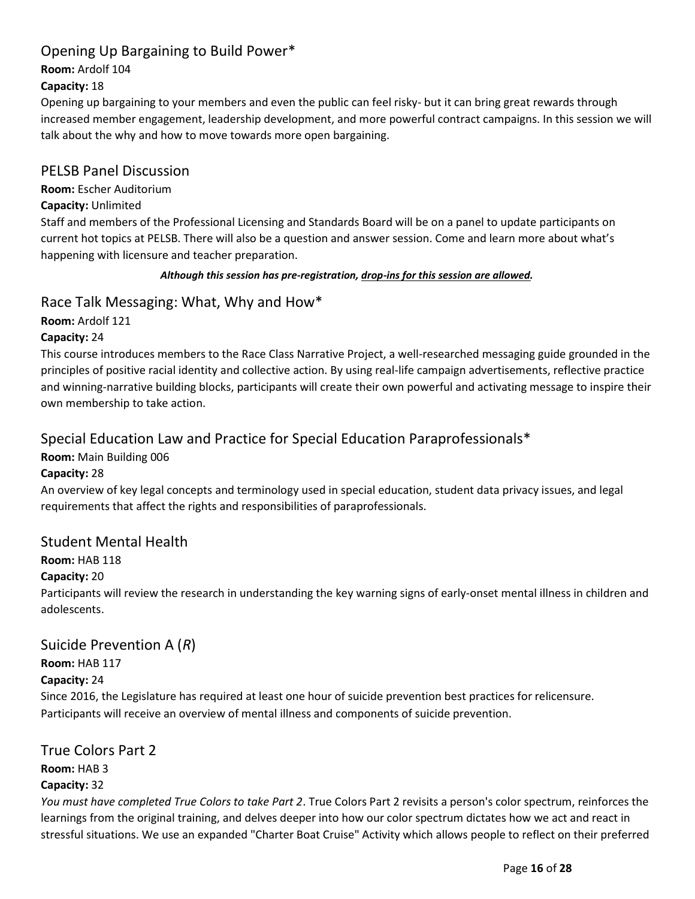## Opening Up Bargaining to Build Power*

**Room:** Ardolf 104

**Capacity:** 18

Opening up bargaining to your members and even the public can feel risky- but it can bring great rewards through increased member engagement, leadership development, and more powerful contract campaigns. In this session we will talk about the why and how to move towards more open bargaining.

## PELSB Panel Discussion

**Room:** Escher Auditorium

**Capacity:** Unlimited

Staff and members of the Professional Licensing and Standards Board will be on a panel to update participants on current hot topics at PELSB. There will also be a question and answer session. Come and learn more about what's happening with licensure and teacher preparation.

***Although this session has pre-registration, drop-ins for this session are allowed.***

## Race Talk Messaging: What, Why and How*

**Room:** Ardolf 121

**Capacity:** 24

This course introduces members to the Race Class Narrative Project, a well-researched messaging guide grounded in the principles of positive racial identity and collective action. By using real-life campaign advertisements, reflective practice and winning-narrative building blocks, participants will create their own powerful and activating message to inspire their own membership to take action.

## Special Education Law and Practice for Special Education Paraprofessionals*

**Room:** Main Building 006

**Capacity:** 28

An overview of key legal concepts and terminology used in special education, student data privacy issues, and legal requirements that affect the rights and responsibilities of paraprofessionals.

## Student Mental Health

**Room:** HAB 118

**Capacity:** 20

Participants will review the research in understanding the key warning signs of early-onset mental illness in children and adolescents.

## Suicide Prevention A (*R*)

**Room:** HAB 117

**Capacity:** 24

Since 2016, the Legislature has required at least one hour of suicide prevention best practices for relicensure. Participants will receive an overview of mental illness and components of suicide prevention.

## True Colors Part 2

**Room:** HAB 3

**Capacity:** 32

*You must have completed True Colors to take Part 2*. True Colors Part 2 revisits a person's color spectrum, reinforces the learnings from the original training, and delves deeper into how our color spectrum dictates how we act and react in stressful situations. We use an expanded "Charter Boat Cruise" Activity which allows people to reflect on their preferred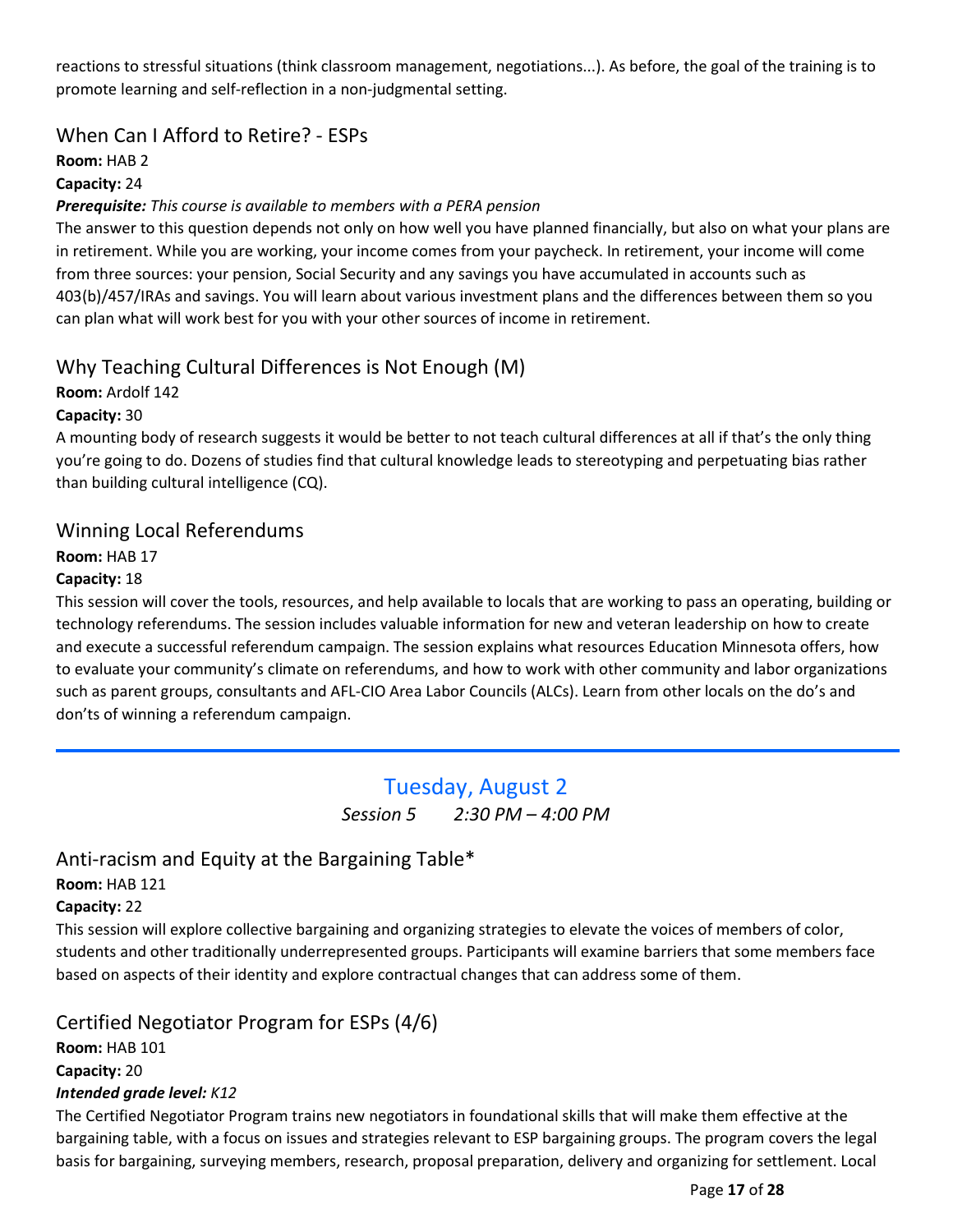reactions to stressful situations (think classroom management, negotiations...). As before, the goal of the training is to promote learning and self-reflection in a non-judgmental setting.

## When Can I Afford to Retire? - ESPs

**Room:** HAB 2

**Capacity:** 24

***Prerequisite:*** *This course is available to members with a PERA pension*

The answer to this question depends not only on how well you have planned financially, but also on what your plans are in retirement. While you are working, your income comes from your paycheck. In retirement, your income will come from three sources: your pension, Social Security and any savings you have accumulated in accounts such as 403(b)/457/IRAs and savings. You will learn about various investment plans and the differences between them so you can plan what will work best for you with your other sources of income in retirement.

## Why Teaching Cultural Differences is Not Enough (M)

**Room:** Ardolf 142

**Capacity:** 30

A mounting body of research suggests it would be better to not teach cultural differences at all if that's the only thing you're going to do. Dozens of studies find that cultural knowledge leads to stereotyping and perpetuating bias rather than building cultural intelligence (CQ).

## Winning Local Referendums

**Room:** HAB 17

**Capacity:** 18

This session will cover the tools, resources, and help available to locals that are working to pass an operating, building or technology referendums. The session includes valuable information for new and veteran leadership on how to create and execute a successful referendum campaign. The session explains what resources Education Minnesota offers, how to evaluate your community's climate on referendums, and how to work with other community and labor organizations such as parent groups, consultants and AFL-CIO Area Labor Councils (ALCs). Learn from other locals on the do's and don'ts of winning a referendum campaign.

---

# Tuesday, August 2

*Session 5 2:30 PM – 4:00 PM*

## Anti-racism and Equity at the Bargaining Table*

**Room:** HAB 121

**Capacity:** 22

This session will explore collective bargaining and organizing strategies to elevate the voices of members of color, students and other traditionally underrepresented groups. Participants will examine barriers that some members face based on aspects of their identity and explore contractual changes that can address some of them.

## Certified Negotiator Program for ESPs (4/6)

**Room:** HAB 101

**Capacity:** 20

***Intended grade level:*** *K12*

The Certified Negotiator Program trains new negotiators in foundational skills that will make them effective at the bargaining table, with a focus on issues and strategies relevant to ESP bargaining groups. The program covers the legal basis for bargaining, surveying members, research, proposal preparation, delivery and organizing for settlement. Local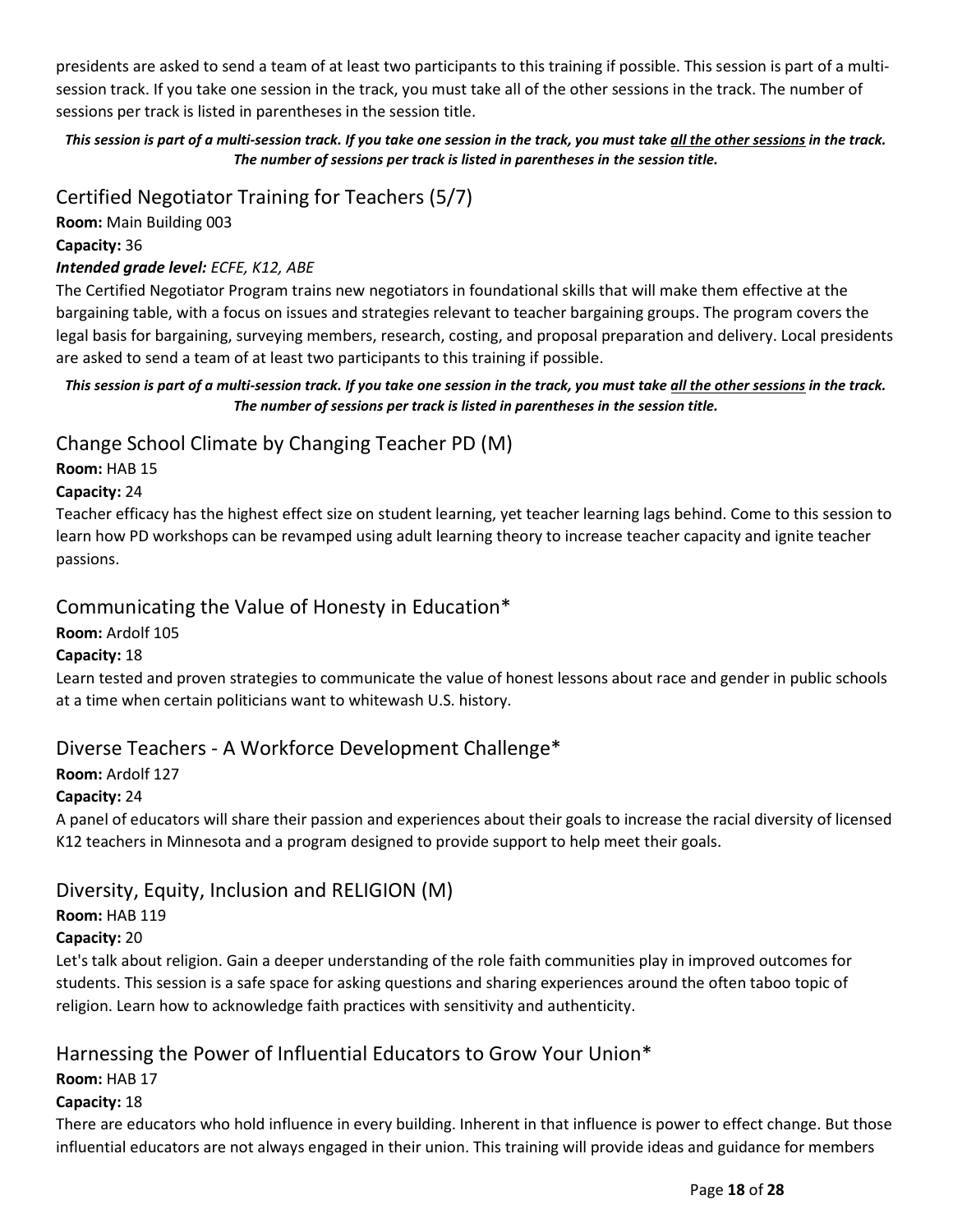presidents are asked to send a team of at least two participants to this training if possible. This session is part of a multi-session track. If you take one session in the track, you must take all of the other sessions in the track. The number of sessions per track is listed in parentheses in the session title.

***This session is part of a multi-session track. If you take one session in the track, you must take <u>all the other sessions</u> in the track. The number of sessions per track is listed in parentheses in the session title.***

## Certified Negotiator Training for Teachers (5/7)

**Room:** Main Building 003

**Capacity:** 36

***Intended grade level:*** *ECFE, K12, ABE*

The Certified Negotiator Program trains new negotiators in foundational skills that will make them effective at the bargaining table, with a focus on issues and strategies relevant to teacher bargaining groups. The program covers the legal basis for bargaining, surveying members, research, costing, and proposal preparation and delivery. Local presidents are asked to send a team of at least two participants to this training if possible.

***This session is part of a multi-session track. If you take one session in the track, you must take <u>all the other sessions</u> in the track. The number of sessions per track is listed in parentheses in the session title.***

## Change School Climate by Changing Teacher PD (M)

**Room:** HAB 15

**Capacity:** 24

Teacher efficacy has the highest effect size on student learning, yet teacher learning lags behind. Come to this session to learn how PD workshops can be revamped using adult learning theory to increase teacher capacity and ignite teacher passions.

## Communicating the Value of Honesty in Education*

**Room:** Ardolf 105

**Capacity:** 18

Learn tested and proven strategies to communicate the value of honest lessons about race and gender in public schools at a time when certain politicians want to whitewash U.S. history.

## Diverse Teachers - A Workforce Development Challenge*

**Room:** Ardolf 127

**Capacity:** 24

A panel of educators will share their passion and experiences about their goals to increase the racial diversity of licensed K12 teachers in Minnesota and a program designed to provide support to help meet their goals.

## Diversity, Equity, Inclusion and RELIGION (M)

**Room:** HAB 119

**Capacity:** 20

Let's talk about religion. Gain a deeper understanding of the role faith communities play in improved outcomes for students. This session is a safe space for asking questions and sharing experiences around the often taboo topic of religion. Learn how to acknowledge faith practices with sensitivity and authenticity.

## Harnessing the Power of Influential Educators to Grow Your Union*

**Room:** HAB 17

**Capacity:** 18

There are educators who hold influence in every building. Inherent in that influence is power to effect change. But those influential educators are not always engaged in their union. This training will provide ideas and guidance for members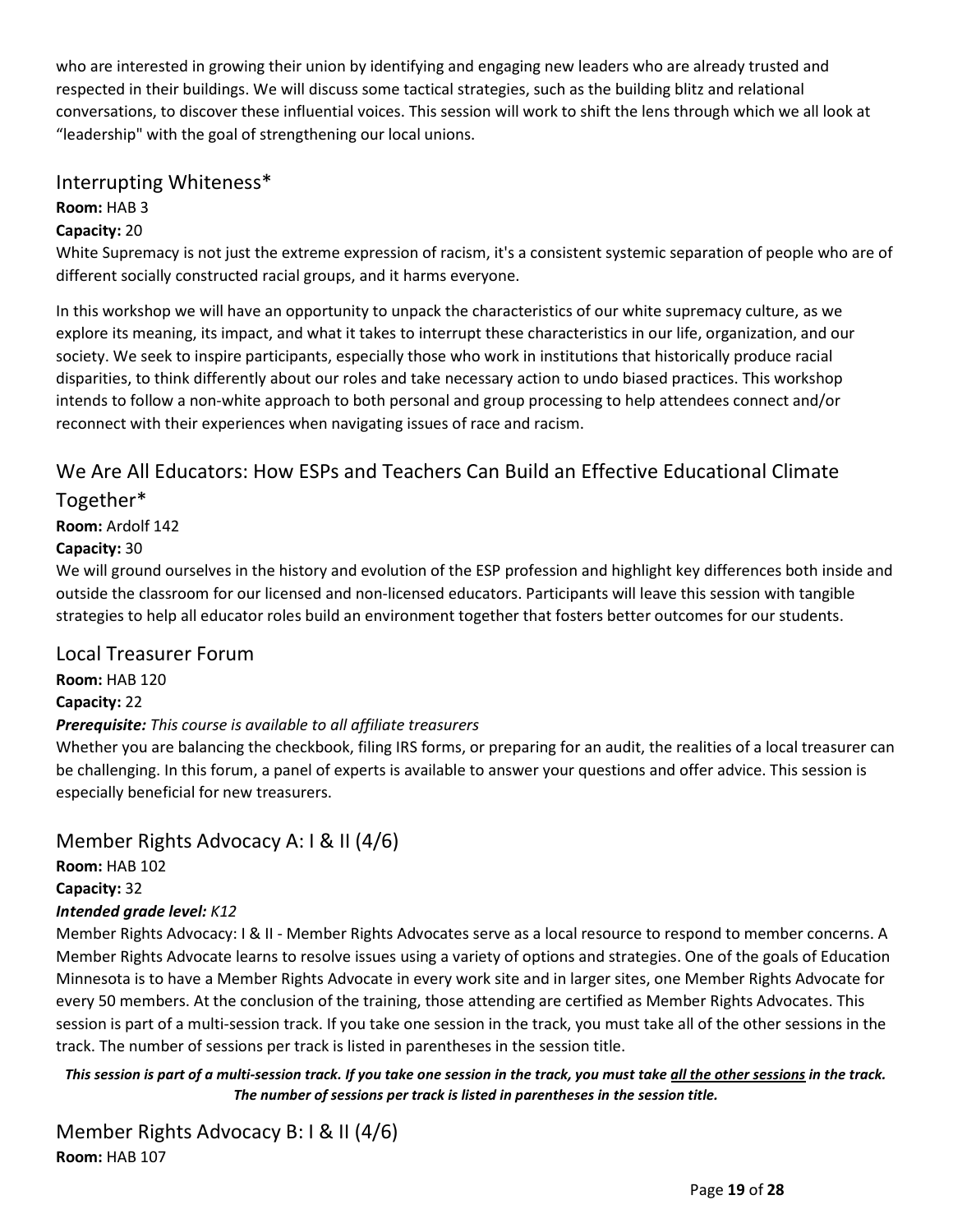who are interested in growing their union by identifying and engaging new leaders who are already trusted and respected in their buildings. We will discuss some tactical strategies, such as the building blitz and relational conversations, to discover these influential voices. This session will work to shift the lens through which we all look at "leadership" with the goal of strengthening our local unions.

## Interrupting Whiteness*

**Room:** HAB 3
**Capacity:** 20

White Supremacy is not just the extreme expression of racism, it's a consistent systemic separation of people who are of different socially constructed racial groups, and it harms everyone.

In this workshop we will have an opportunity to unpack the characteristics of our white supremacy culture, as we explore its meaning, its impact, and what it takes to interrupt these characteristics in our life, organization, and our society. We seek to inspire participants, especially those who work in institutions that historically produce racial disparities, to think differently about our roles and take necessary action to undo biased practices. This workshop intends to follow a non-white approach to both personal and group processing to help attendees connect and/or reconnect with their experiences when navigating issues of race and racism.

## We Are All Educators: How ESPs and Teachers Can Build an Effective Educational Climate Together*

**Room:** Ardolf 142
**Capacity:** 30

We will ground ourselves in the history and evolution of the ESP profession and highlight key differences both inside and outside the classroom for our licensed and non-licensed educators. Participants will leave this session with tangible strategies to help all educator roles build an environment together that fosters better outcomes for our students.

## Local Treasurer Forum

**Room:** HAB 120
**Capacity:** 22
***Prerequisite:*** *This course is available to all affiliate treasurers*

Whether you are balancing the checkbook, filing IRS forms, or preparing for an audit, the realities of a local treasurer can be challenging. In this forum, a panel of experts is available to answer your questions and offer advice. This session is especially beneficial for new treasurers.

## Member Rights Advocacy A: I & II (4/6)

**Room:** HAB 102
**Capacity:** 32
***Intended grade level:*** *K12*

Member Rights Advocacy: I & II - Member Rights Advocates serve as a local resource to respond to member concerns. A Member Rights Advocate learns to resolve issues using a variety of options and strategies. One of the goals of Education Minnesota is to have a Member Rights Advocate in every work site and in larger sites, one Member Rights Advocate for every 50 members. At the conclusion of the training, those attending are certified as Member Rights Advocates. This session is part of a multi-session track. If you take one session in the track, you must take all of the other sessions in the track. The number of sessions per track is listed in parentheses in the session title.

***This session is part of a multi-session track. If you take one session in the track, you must take <u>all the other sessions</u> in the track. The number of sessions per track is listed in parentheses in the session title.***

## Member Rights Advocacy B: I & II (4/6)

**Room:** HAB 107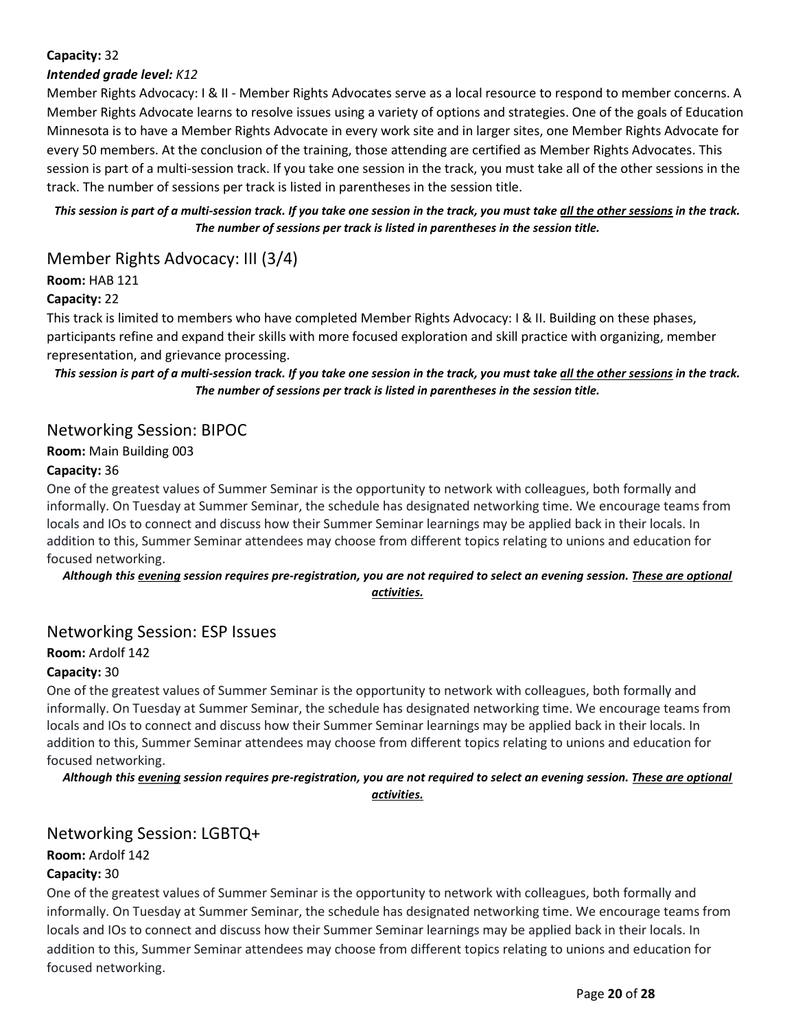**Capacity:** 32

***Intended grade level:*** ***K12***

Member Rights Advocacy: I & II - Member Rights Advocates serve as a local resource to respond to member concerns. A Member Rights Advocate learns to resolve issues using a variety of options and strategies. One of the goals of Education Minnesota is to have a Member Rights Advocate in every work site and in larger sites, one Member Rights Advocate for every 50 members. At the conclusion of the training, those attending are certified as Member Rights Advocates. This session is part of a multi-session track. If you take one session in the track, you must take all of the other sessions in the track. The number of sessions per track is listed in parentheses in the session title.

***This session is part of a multi-session track. If you take one session in the track, you must take <u>all the other sessions</u> in the track. The number of sessions per track is listed in parentheses in the session title.***

## Member Rights Advocacy: III (3/4)

**Room:** HAB 121

**Capacity:** 22

This track is limited to members who have completed Member Rights Advocacy: I & II. Building on these phases, participants refine and expand their skills with more focused exploration and skill practice with organizing, member representation, and grievance processing.

***This session is part of a multi-session track. If you take one session in the track, you must take <u>all the other sessions</u> in the track. The number of sessions per track is listed in parentheses in the session title.***

## Networking Session: BIPOC

**Room:** Main Building 003

**Capacity:** 36

One of the greatest values of Summer Seminar is the opportunity to network with colleagues, both formally and informally. On Tuesday at Summer Seminar, the schedule has designated networking time. We encourage teams from locals and IOs to connect and discuss how their Summer Seminar learnings may be applied back in their locals. In addition to this, Summer Seminar attendees may choose from different topics relating to unions and education for focused networking.

***Although this <u>evening</u> session requires pre-registration, you are not required to select an evening session. <u>These are optional activities.</u>***

## Networking Session: ESP Issues

**Room:** Ardolf 142

**Capacity:** 30

One of the greatest values of Summer Seminar is the opportunity to network with colleagues, both formally and informally. On Tuesday at Summer Seminar, the schedule has designated networking time. We encourage teams from locals and IOs to connect and discuss how their Summer Seminar learnings may be applied back in their locals. In addition to this, Summer Seminar attendees may choose from different topics relating to unions and education for focused networking.

***Although this <u>evening</u> session requires pre-registration, you are not required to select an evening session. <u>These are optional activities.</u>***

## Networking Session: LGBTQ+

**Room:** Ardolf 142

**Capacity:** 30

One of the greatest values of Summer Seminar is the opportunity to network with colleagues, both formally and informally. On Tuesday at Summer Seminar, the schedule has designated networking time. We encourage teams from locals and IOs to connect and discuss how their Summer Seminar learnings may be applied back in their locals. In addition to this, Summer Seminar attendees may choose from different topics relating to unions and education for focused networking.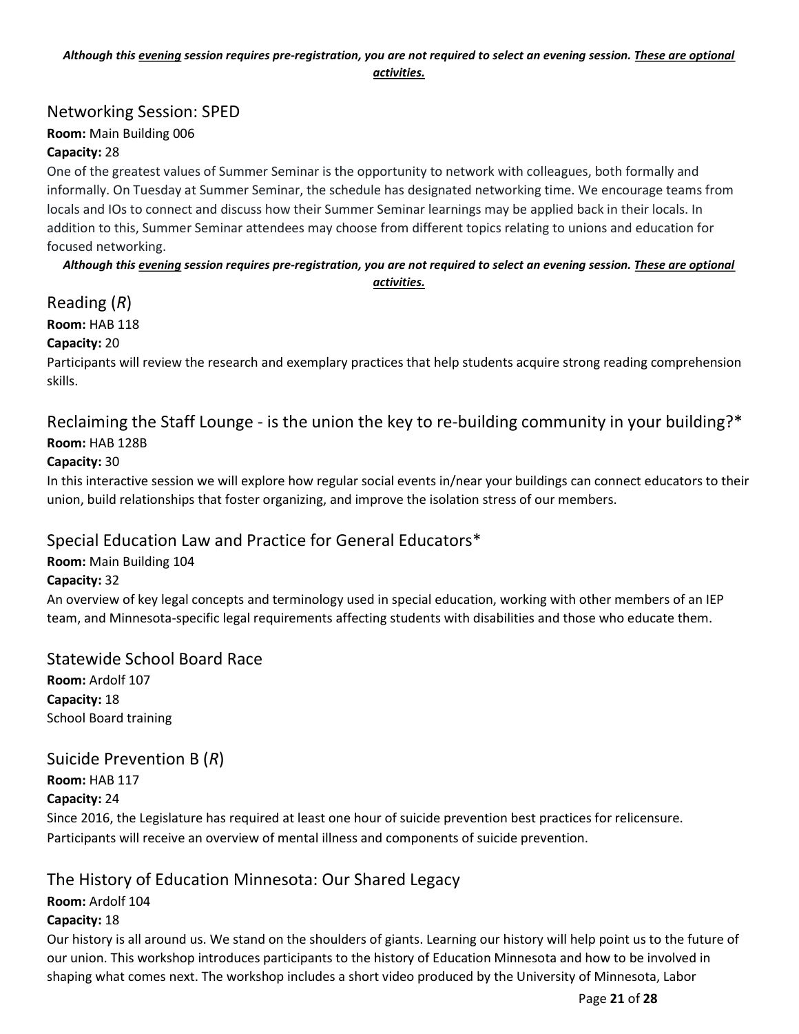***Although this evening session requires pre-registration, you are not required to select an evening session. These are optional activities.***

## Networking Session: SPED

**Room:** Main Building 006

**Capacity:** 28

One of the greatest values of Summer Seminar is the opportunity to network with colleagues, both formally and informally. On Tuesday at Summer Seminar, the schedule has designated networking time. We encourage teams from locals and IOs to connect and discuss how their Summer Seminar learnings may be applied back in their locals. In addition to this, Summer Seminar attendees may choose from different topics relating to unions and education for focused networking.

***Although this evening session requires pre-registration, you are not required to select an evening session. These are optional activities.***

## Reading (*R*)

**Room:** HAB 118

**Capacity:** 20

Participants will review the research and exemplary practices that help students acquire strong reading comprehension skills.

## Reclaiming the Staff Lounge - is the union the key to re-building community in your building?*

**Room:** HAB 128B

**Capacity:** 30

In this interactive session we will explore how regular social events in/near your buildings can connect educators to their union, build relationships that foster organizing, and improve the isolation stress of our members.

## Special Education Law and Practice for General Educators*

**Room:** Main Building 104

**Capacity:** 32

An overview of key legal concepts and terminology used in special education, working with other members of an IEP team, and Minnesota-specific legal requirements affecting students with disabilities and those who educate them.

## Statewide School Board Race

**Room:** Ardolf 107

**Capacity:** 18

School Board training

## Suicide Prevention B (*R*)

**Room:** HAB 117

**Capacity:** 24

Since 2016, the Legislature has required at least one hour of suicide prevention best practices for relicensure. Participants will receive an overview of mental illness and components of suicide prevention.

## The History of Education Minnesota: Our Shared Legacy

**Room:** Ardolf 104

**Capacity:** 18

Our history is all around us. We stand on the shoulders of giants. Learning our history will help point us to the future of our union. This workshop introduces participants to the history of Education Minnesota and how to be involved in shaping what comes next. The workshop includes a short video produced by the University of Minnesota, Labor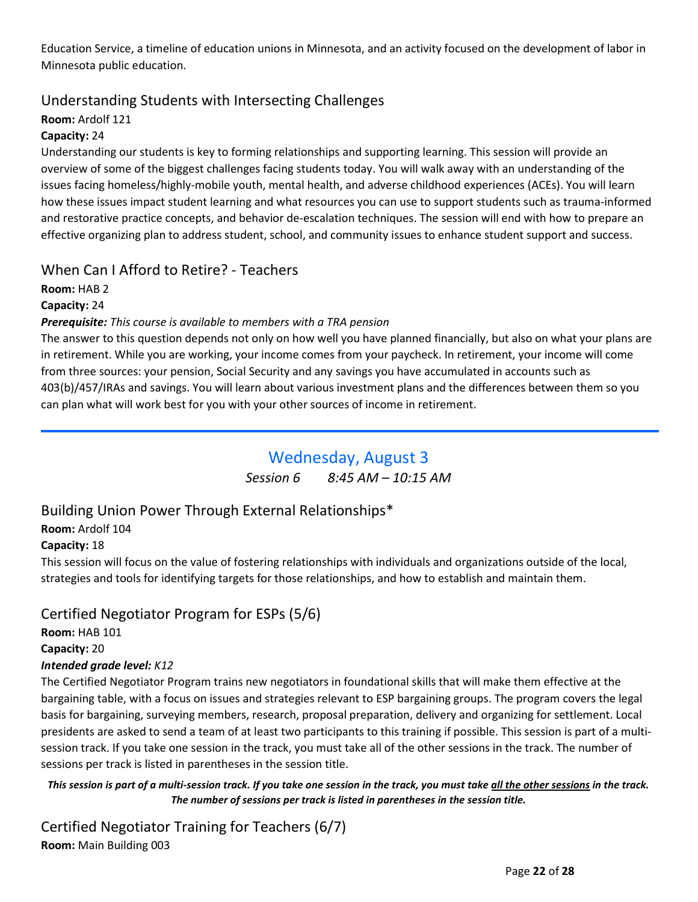Education Service, a timeline of education unions in Minnesota, and an activity focused on the development of labor in Minnesota public education.

### Understanding Students with Intersecting Challenges

**Room:** Ardolf 121

**Capacity:** 24

Understanding our students is key to forming relationships and supporting learning. This session will provide an overview of some of the biggest challenges facing students today. You will walk away with an understanding of the issues facing homeless/highly-mobile youth, mental health, and adverse childhood experiences (ACEs). You will learn how these issues impact student learning and what resources you can use to support students such as trauma-informed and restorative practice concepts, and behavior de-escalation techniques. The session will end with how to prepare an effective organizing plan to address student, school, and community issues to enhance student support and success.

### When Can I Afford to Retire? - Teachers

**Room:** HAB 2

**Capacity:** 24

***Prerequisite:*** *This course is available to members with a TRA pension*

The answer to this question depends not only on how well you have planned financially, but also on what your plans are in retirement. While you are working, your income comes from your paycheck. In retirement, your income will come from three sources: your pension, Social Security and any savings you have accumulated in accounts such as 403(b)/457/IRAs and savings. You will learn about various investment plans and the differences between them so you can plan what will work best for you with your other sources of income in retirement.

---

## Wednesday, August 3

*Session 6 8:45 AM – 10:15 AM*

### Building Union Power Through External Relationships*

**Room:** Ardolf 104

**Capacity:** 18

This session will focus on the value of fostering relationships with individuals and organizations outside of the local, strategies and tools for identifying targets for those relationships, and how to establish and maintain them.

### Certified Negotiator Program for ESPs (5/6)

**Room:** HAB 101

**Capacity:** 20

***Intended grade level:*** *K12*

The Certified Negotiator Program trains new negotiators in foundational skills that will make them effective at the bargaining table, with a focus on issues and strategies relevant to ESP bargaining groups. The program covers the legal basis for bargaining, surveying members, research, proposal preparation, delivery and organizing for settlement. Local presidents are asked to send a team of at least two participants to this training if possible. This session is part of a multi-session track. If you take one session in the track, you must take all of the other sessions in the track. The number of sessions per track is listed in parentheses in the session title.

***This session is part of a multi-session track. If you take one session in the track, you must take all the other sessions in the track. The number of sessions per track is listed in parentheses in the session title.***

### Certified Negotiator Training for Teachers (6/7)

**Room:** Main Building 003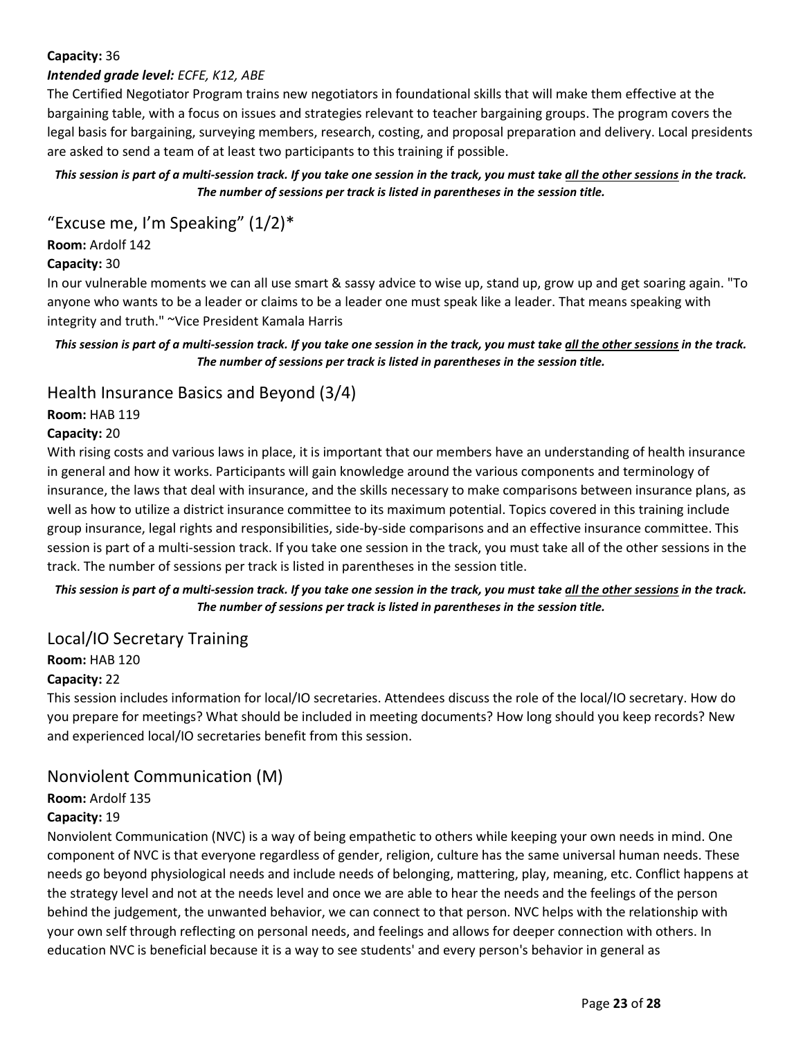**Capacity:** 36

***Intended grade level:*** *ECFE, K12, ABE*

The Certified Negotiator Program trains new negotiators in foundational skills that will make them effective at the bargaining table, with a focus on issues and strategies relevant to teacher bargaining groups. The program covers the legal basis for bargaining, surveying members, research, costing, and proposal preparation and delivery. Local presidents are asked to send a team of at least two participants to this training if possible.

***This session is part of a multi-session track. If you take one session in the track, you must take <u>all the other sessions</u> in the track. The number of sessions per track is listed in parentheses in the session title.***

## "Excuse me, I'm Speaking" (1/2)*

**Room:** Ardolf 142

**Capacity:** 30

In our vulnerable moments we can all use smart & sassy advice to wise up, stand up, grow up and get soaring again. "To anyone who wants to be a leader or claims to be a leader one must speak like a leader. That means speaking with integrity and truth." ~Vice President Kamala Harris

***This session is part of a multi-session track. If you take one session in the track, you must take <u>all the other sessions</u> in the track. The number of sessions per track is listed in parentheses in the session title.***

## Health Insurance Basics and Beyond (3/4)

**Room:** HAB 119

**Capacity:** 20

With rising costs and various laws in place, it is important that our members have an understanding of health insurance in general and how it works. Participants will gain knowledge around the various components and terminology of insurance, the laws that deal with insurance, and the skills necessary to make comparisons between insurance plans, as well as how to utilize a district insurance committee to its maximum potential. Topics covered in this training include group insurance, legal rights and responsibilities, side-by-side comparisons and an effective insurance committee. This session is part of a multi-session track. If you take one session in the track, you must take all of the other sessions in the track. The number of sessions per track is listed in parentheses in the session title.

***This session is part of a multi-session track. If you take one session in the track, you must take <u>all the other sessions</u> in the track. The number of sessions per track is listed in parentheses in the session title.***

## Local/IO Secretary Training

**Room:** HAB 120

**Capacity:** 22

This session includes information for local/IO secretaries. Attendees discuss the role of the local/IO secretary. How do you prepare for meetings? What should be included in meeting documents? How long should you keep records? New and experienced local/IO secretaries benefit from this session.

## Nonviolent Communication (M)

**Room:** Ardolf 135

**Capacity:** 19

Nonviolent Communication (NVC) is a way of being empathetic to others while keeping your own needs in mind. One component of NVC is that everyone regardless of gender, religion, culture has the same universal human needs. These needs go beyond physiological needs and include needs of belonging, mattering, play, meaning, etc. Conflict happens at the strategy level and not at the needs level and once we are able to hear the needs and the feelings of the person behind the judgement, the unwanted behavior, we can connect to that person. NVC helps with the relationship with your own self through reflecting on personal needs, and feelings and allows for deeper connection with others. In education NVC is beneficial because it is a way to see students' and every person's behavior in general as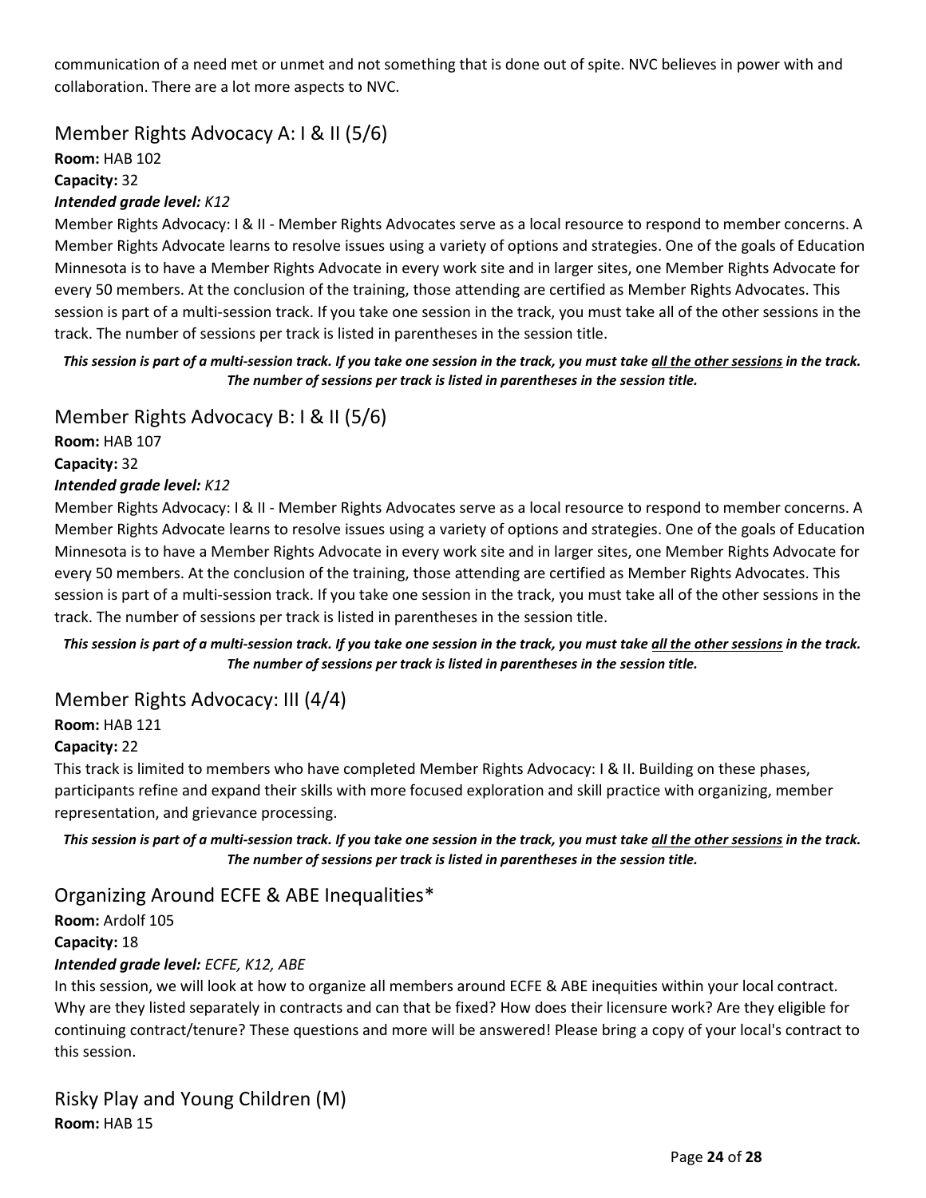communication of a need met or unmet and not something that is done out of spite. NVC believes in power with and collaboration. There are a lot more aspects to NVC.

## Member Rights Advocacy A: I & II (5/6)

**Room:** HAB 102

**Capacity:** 32

***Intended grade level:*** *K12*

Member Rights Advocacy: I & II - Member Rights Advocates serve as a local resource to respond to member concerns. A Member Rights Advocate learns to resolve issues using a variety of options and strategies. One of the goals of Education Minnesota is to have a Member Rights Advocate in every work site and in larger sites, one Member Rights Advocate for every 50 members. At the conclusion of the training, those attending are certified as Member Rights Advocates. This session is part of a multi-session track. If you take one session in the track, you must take all of the other sessions in the track. The number of sessions per track is listed in parentheses in the session title.

***This session is part of a multi-session track. If you take one session in the track, you must take <u>all the other sessions</u> in the track. The number of sessions per track is listed in parentheses in the session title.***

## Member Rights Advocacy B: I & II (5/6)

**Room:** HAB 107

**Capacity:** 32

***Intended grade level:*** *K12*

Member Rights Advocacy: I & II - Member Rights Advocates serve as a local resource to respond to member concerns. A Member Rights Advocate learns to resolve issues using a variety of options and strategies. One of the goals of Education Minnesota is to have a Member Rights Advocate in every work site and in larger sites, one Member Rights Advocate for every 50 members. At the conclusion of the training, those attending are certified as Member Rights Advocates. This session is part of a multi-session track. If you take one session in the track, you must take all of the other sessions in the track. The number of sessions per track is listed in parentheses in the session title.

***This session is part of a multi-session track. If you take one session in the track, you must take <u>all the other sessions</u> in the track. The number of sessions per track is listed in parentheses in the session title.***

## Member Rights Advocacy: III (4/4)

**Room:** HAB 121

**Capacity:** 22

This track is limited to members who have completed Member Rights Advocacy: I & II. Building on these phases, participants refine and expand their skills with more focused exploration and skill practice with organizing, member representation, and grievance processing.

***This session is part of a multi-session track. If you take one session in the track, you must take <u>all the other sessions</u> in the track. The number of sessions per track is listed in parentheses in the session title.***

## Organizing Around ECFE & ABE Inequalities*

**Room:** Ardolf 105

**Capacity:** 18

***Intended grade level:*** *ECFE, K12, ABE*

In this session, we will look at how to organize all members around ECFE & ABE inequities within your local contract. Why are they listed separately in contracts and can that be fixed? How does their licensure work? Are they eligible for continuing contract/tenure? These questions and more will be answered! Please bring a copy of your local's contract to this session.

## Risky Play and Young Children (M)

**Room:** HAB 15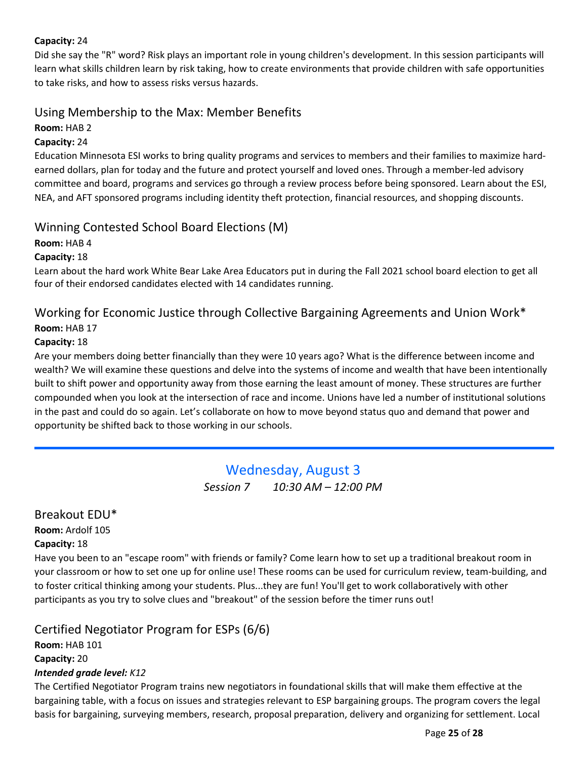**Capacity:** 24

Did she say the "R" word? Risk plays an important role in young children's development. In this session participants will learn what skills children learn by risk taking, how to create environments that provide children with safe opportunities to take risks, and how to assess risks versus hazards.

### Using Membership to the Max: Member Benefits

**Room:** HAB 2

**Capacity:** 24

Education Minnesota ESI works to bring quality programs and services to members and their families to maximize hard-earned dollars, plan for today and the future and protect yourself and loved ones. Through a member-led advisory committee and board, programs and services go through a review process before being sponsored. Learn about the ESI, NEA, and AFT sponsored programs including identity theft protection, financial resources, and shopping discounts.

### Winning Contested School Board Elections (M)

**Room:** HAB 4

**Capacity:** 18

Learn about the hard work White Bear Lake Area Educators put in during the Fall 2021 school board election to get all four of their endorsed candidates elected with 14 candidates running.

### Working for Economic Justice through Collective Bargaining Agreements and Union Work*

**Room:** HAB 17

**Capacity:** 18

Are your members doing better financially than they were 10 years ago? What is the difference between income and wealth? We will examine these questions and delve into the systems of income and wealth that have been intentionally built to shift power and opportunity away from those earning the least amount of money. These structures are further compounded when you look at the intersection of race and income. Unions have led a number of institutional solutions in the past and could do so again. Let's collaborate on how to move beyond status quo and demand that power and opportunity be shifted back to those working in our schools.

---

## Wednesday, August 3

*Session 7 10:30 AM – 12:00 PM*

### Breakout EDU*

**Room:** Ardolf 105

**Capacity:** 18

Have you been to an "escape room" with friends or family? Come learn how to set up a traditional breakout room in your classroom or how to set one up for online use! These rooms can be used for curriculum review, team-building, and to foster critical thinking among your students. Plus...they are fun! You'll get to work collaboratively with other participants as you try to solve clues and "breakout" of the session before the timer runs out!

### Certified Negotiator Program for ESPs (6/6)

**Room:** HAB 101

**Capacity:** 20

***Intended grade level:*** *K12*

The Certified Negotiator Program trains new negotiators in foundational skills that will make them effective at the bargaining table, with a focus on issues and strategies relevant to ESP bargaining groups. The program covers the legal basis for bargaining, surveying members, research, proposal preparation, delivery and organizing for settlement. Local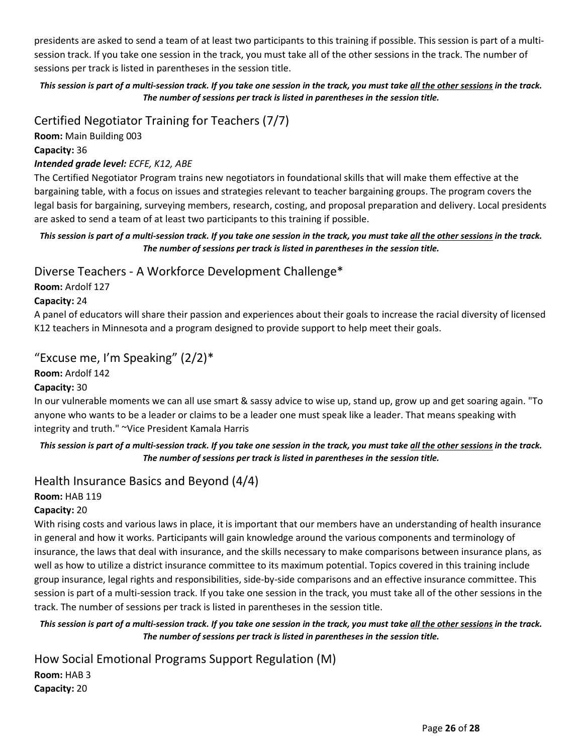presidents are asked to send a team of at least two participants to this training if possible. This session is part of a multi-session track. If you take one session in the track, you must take all of the other sessions in the track. The number of sessions per track is listed in parentheses in the session title.

***This session is part of a multi-session track. If you take one session in the track, you must take <u>all the other sessions</u> in the track. The number of sessions per track is listed in parentheses in the session title.***

## Certified Negotiator Training for Teachers (7/7)

**Room:** Main Building 003

**Capacity:** 36

***Intended grade level:*** *ECFE, K12, ABE*

The Certified Negotiator Program trains new negotiators in foundational skills that will make them effective at the bargaining table, with a focus on issues and strategies relevant to teacher bargaining groups. The program covers the legal basis for bargaining, surveying members, research, costing, and proposal preparation and delivery. Local presidents are asked to send a team of at least two participants to this training if possible.

***This session is part of a multi-session track. If you take one session in the track, you must take <u>all the other sessions</u> in the track. The number of sessions per track is listed in parentheses in the session title.***

## Diverse Teachers - A Workforce Development Challenge*

**Room:** Ardolf 127

**Capacity:** 24

A panel of educators will share their passion and experiences about their goals to increase the racial diversity of licensed K12 teachers in Minnesota and a program designed to provide support to help meet their goals.

## "Excuse me, I'm Speaking" (2/2)*

**Room:** Ardolf 142

**Capacity:** 30

In our vulnerable moments we can all use smart & sassy advice to wise up, stand up, grow up and get soaring again. "To anyone who wants to be a leader or claims to be a leader one must speak like a leader. That means speaking with integrity and truth." ~Vice President Kamala Harris

***This session is part of a multi-session track. If you take one session in the track, you must take <u>all the other sessions</u> in the track. The number of sessions per track is listed in parentheses in the session title.***

## Health Insurance Basics and Beyond (4/4)

**Room:** HAB 119

**Capacity:** 20

With rising costs and various laws in place, it is important that our members have an understanding of health insurance in general and how it works. Participants will gain knowledge around the various components and terminology of insurance, the laws that deal with insurance, and the skills necessary to make comparisons between insurance plans, as well as how to utilize a district insurance committee to its maximum potential. Topics covered in this training include group insurance, legal rights and responsibilities, side-by-side comparisons and an effective insurance committee. This session is part of a multi-session track. If you take one session in the track, you must take all of the other sessions in the track. The number of sessions per track is listed in parentheses in the session title.

***This session is part of a multi-session track. If you take one session in the track, you must take <u>all the other sessions</u> in the track. The number of sessions per track is listed in parentheses in the session title.***

## How Social Emotional Programs Support Regulation (M)

**Room:** HAB 3

**Capacity:** 20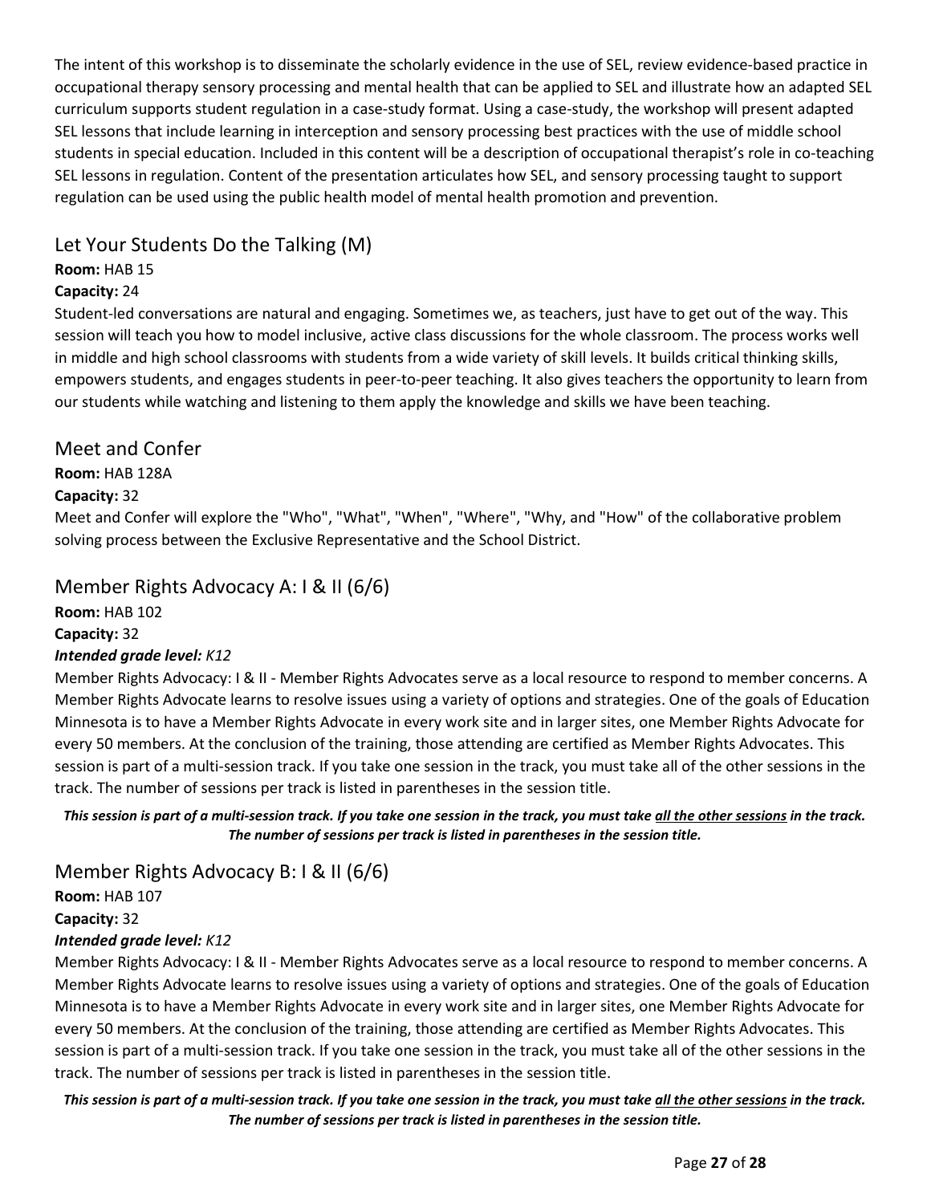The intent of this workshop is to disseminate the scholarly evidence in the use of SEL, review evidence-based practice in occupational therapy sensory processing and mental health that can be applied to SEL and illustrate how an adapted SEL curriculum supports student regulation in a case-study format. Using a case-study, the workshop will present adapted SEL lessons that include learning in interception and sensory processing best practices with the use of middle school students in special education. Included in this content will be a description of occupational therapist's role in co-teaching SEL lessons in regulation. Content of the presentation articulates how SEL, and sensory processing taught to support regulation can be used using the public health model of mental health promotion and prevention.

## Let Your Students Do the Talking (M)

**Room:** HAB 15

**Capacity:** 24

Student-led conversations are natural and engaging. Sometimes we, as teachers, just have to get out of the way. This session will teach you how to model inclusive, active class discussions for the whole classroom. The process works well in middle and high school classrooms with students from a wide variety of skill levels. It builds critical thinking skills, empowers students, and engages students in peer-to-peer teaching. It also gives teachers the opportunity to learn from our students while watching and listening to them apply the knowledge and skills we have been teaching.

## Meet and Confer

**Room:** HAB 128A

**Capacity:** 32

Meet and Confer will explore the "Who", "What", "When", "Where", "Why, and "How" of the collaborative problem solving process between the Exclusive Representative and the School District.

## Member Rights Advocacy A: I & II (6/6)

**Room:** HAB 102

**Capacity:** 32

***Intended grade level:*** *K12*

Member Rights Advocacy: I & II - Member Rights Advocates serve as a local resource to respond to member concerns. A Member Rights Advocate learns to resolve issues using a variety of options and strategies. One of the goals of Education Minnesota is to have a Member Rights Advocate in every work site and in larger sites, one Member Rights Advocate for every 50 members. At the conclusion of the training, those attending are certified as Member Rights Advocates. This session is part of a multi-session track. If you take one session in the track, you must take all of the other sessions in the track. The number of sessions per track is listed in parentheses in the session title.

***This session is part of a multi-session track. If you take one session in the track, you must take all the other sessions in the track. The number of sessions per track is listed in parentheses in the session title.***

## Member Rights Advocacy B: I & II (6/6)

**Room:** HAB 107

**Capacity:** 32

***Intended grade level:*** *K12*

Member Rights Advocacy: I & II - Member Rights Advocates serve as a local resource to respond to member concerns. A Member Rights Advocate learns to resolve issues using a variety of options and strategies. One of the goals of Education Minnesota is to have a Member Rights Advocate in every work site and in larger sites, one Member Rights Advocate for every 50 members. At the conclusion of the training, those attending are certified as Member Rights Advocates. This session is part of a multi-session track. If you take one session in the track, you must take all of the other sessions in the track. The number of sessions per track is listed in parentheses in the session title.

***This session is part of a multi-session track. If you take one session in the track, you must take all the other sessions in the track. The number of sessions per track is listed in parentheses in the session title.***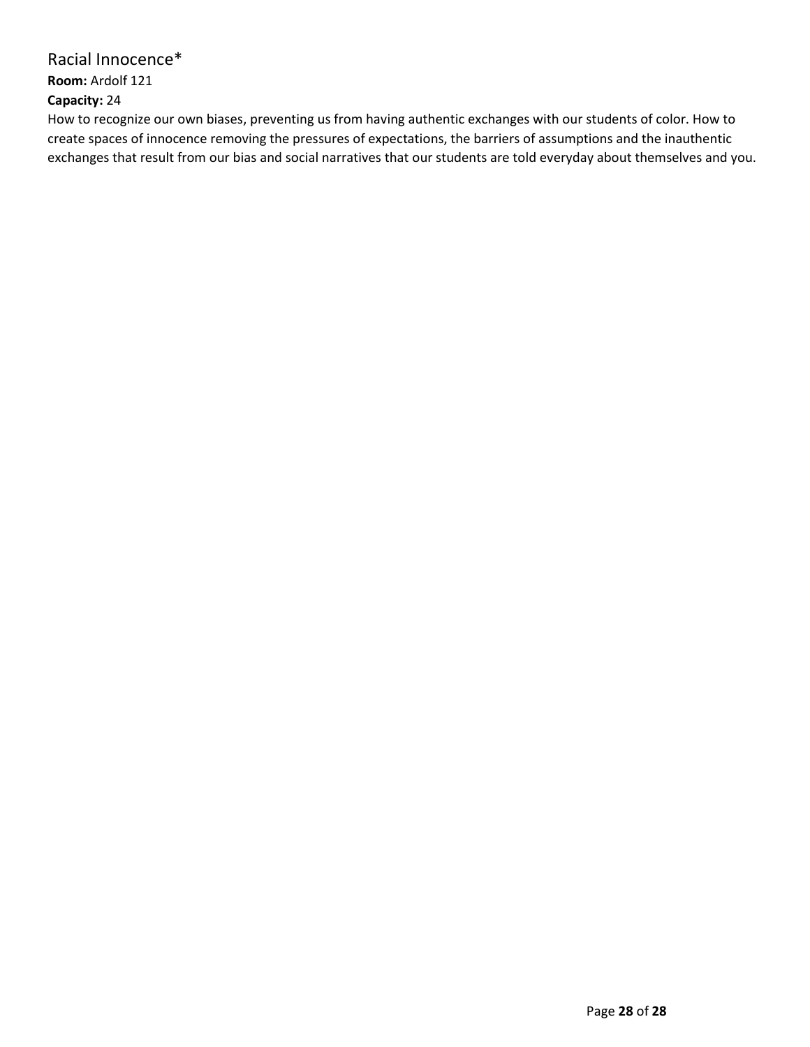## Racial Innocence*

**Room:** Ardolf 121

**Capacity:** 24

How to recognize our own biases, preventing us from having authentic exchanges with our students of color. How to create spaces of innocence removing the pressures of expectations, the barriers of assumptions and the inauthentic exchanges that result from our bias and social narratives that our students are told everyday about themselves and you.